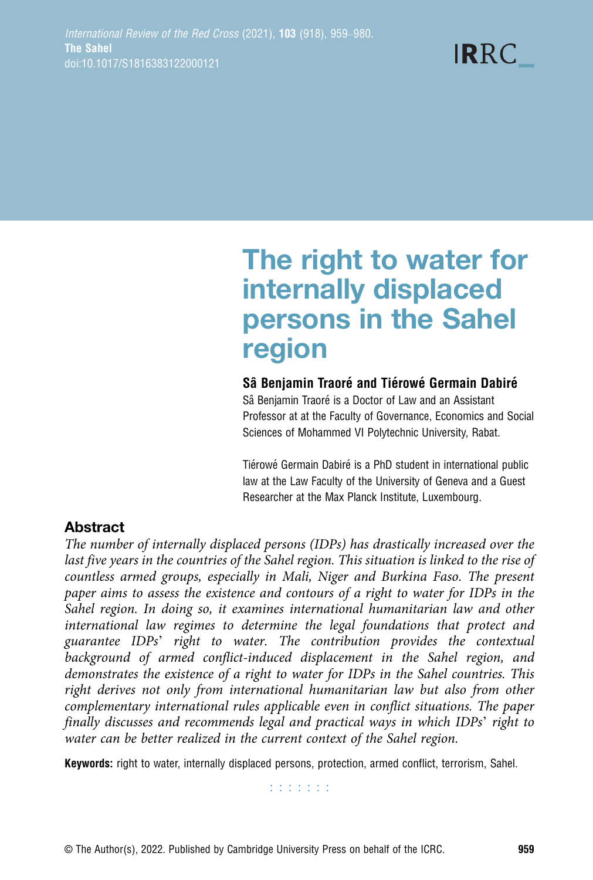# The right to water for internally displaced persons in the Sahel region

**Sâ Benjamin Traoré and Tiérowé Germain Dabiré**

Sâ Benjamin Traoré is a Doctor of Law and an Assistant Professor at at the Faculty of Governance, Economics and Social Sciences of Mohammed VI Polytechnic University, Rabat.

Tiérowé Germain Dabiré is a PhD student in international public law at the Law Faculty of the University of Geneva and a Guest Researcher at the Max Planck Institute, Luxembourg.

## Abstract

*The number of internally displaced persons (IDPs) has drastically increased over the last five years in the countries of the Sahel region. This situation is linked to the rise of countless armed groups, especially in Mali, Niger and Burkina Faso. The present paper aims to assess the existence and contours of a right to water for IDPs in the Sahel region. In doing so, it examines international humanitarian law and other international law regimes to determine the legal foundations that protect and guarantee IDPs' right to water. The contribution provides the contextual background of armed conflict-induced displacement in the Sahel region, and demonstrates the existence of a right to water for IDPs in the Sahel countries. This right derives not only from international humanitarian law but also from other complementary international rules applicable even in conflict situations. The paper finally discusses and recommends legal and practical ways in which IDPs' right to water can be better realized in the current context of the Sahel region.*

**Keywords:** right to water, internally displaced persons, protection, armed conflict, terrorism, Sahel.

© The Author(s), 2022. Published by Cambridge University Press on behalf of the ICRC.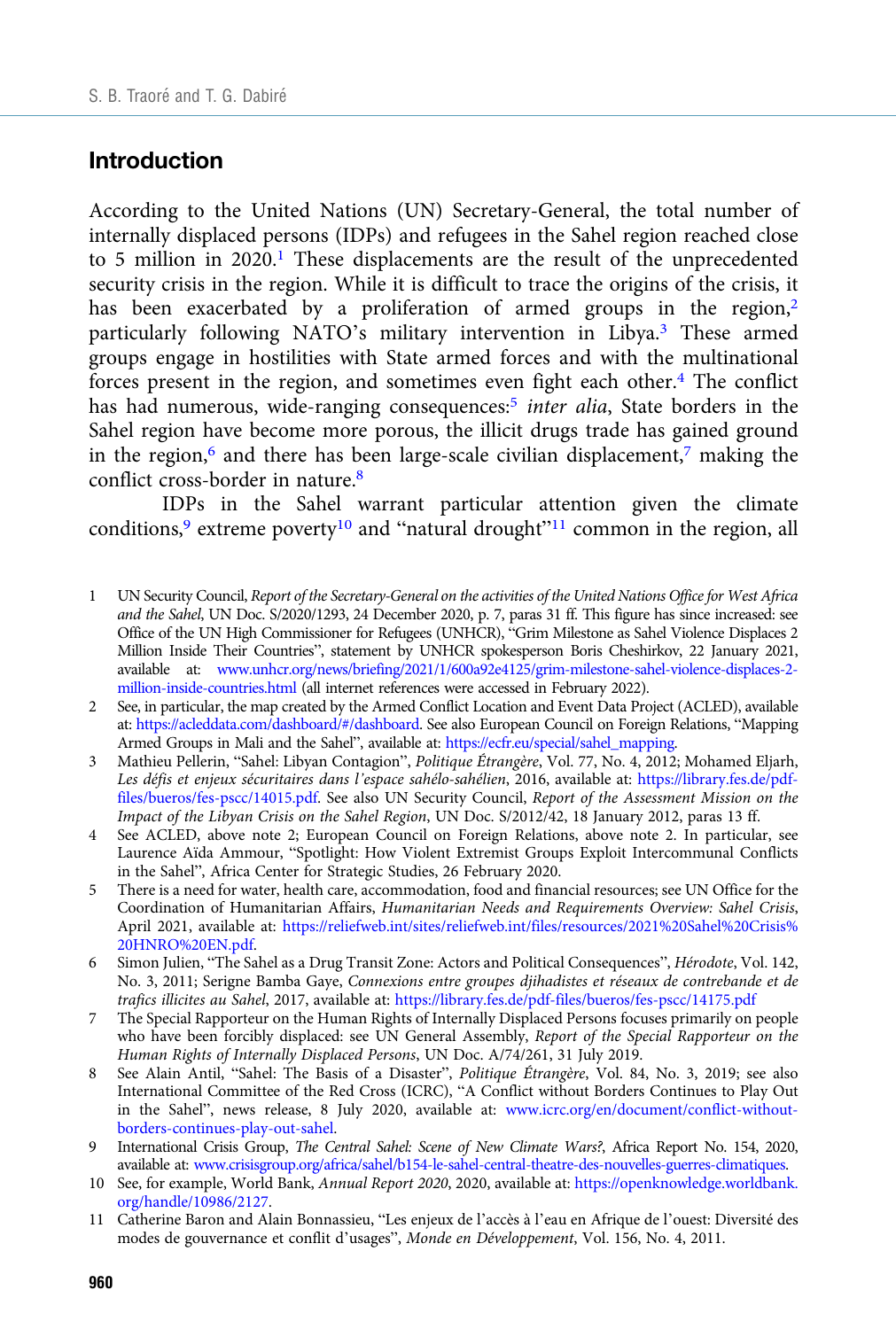## Introduction

According to the United Nations (UN) Secretary-General, the total number of internally displaced persons (IDPs) and refugees in the Sahel region reached close to 5 million in 2020.[1] These displacements are the result of the unprecedented security crisis in the region. While it is difficult to trace the origins of the crisis, it has been exacerbated by a proliferation of armed groups in the region,[2] particularly following NATO's military intervention in Libya.[3] These armed groups engage in hostilities with State armed forces and with the multinational forces present in the region, and sometimes even fight each other.[4] The conflict has had numerous, wide-ranging consequences:[5] *inter alia*, State borders in the Sahel region have become more porous, the illicit drugs trade has gained ground in the region,[6] and there has been large-scale civilian displacement,[7] making the conflict cross-border in nature.[8]

IDPs in the Sahel warrant particular attention given the climate conditions,[9] extreme poverty[10] and "natural drought"[11] common in the region, all

1 UN Security Council, *Report of the Secretary-General on the activities of the United Nations Office for West Africa and the Sahel*, UN Doc. S/2020/1293, 24 December 2020, p. 7, paras 31 ff. This figure has since increased: see Office of the UN High Commissioner for Refugees (UNHCR), "Grim Milestone as Sahel Violence Displaces 2 Million Inside Their Countries", statement by UNHCR spokesperson Boris Cheshirkov, 22 January 2021, available at: www.unhcr.org/news/briefing/2021/1/600a92e4125/grim-milestone-sahel-violence-displaces-2-million-inside-countries.html (all internet references were accessed in February 2022).

2 See, in particular, the map created by the Armed Conflict Location and Event Data Project (ACLED), available at: https://acleddata.com/dashboard/#/dashboard. See also European Council on Foreign Relations, "Mapping Armed Groups in Mali and the Sahel", available at: https://ecfr.eu/special/sahel_mapping.

3 Mathieu Pellerin, "Sahel: Libyan Contagion", *Politique Étrangère*, Vol. 77, No. 4, 2012; Mohamed Eljarh, *Les défis et enjeux sécuritaires dans l'espace sahélo-saharien*, 2016, available at: https://library.fes.de/pdf-files/bueros/fes-pscc/14015.pdf. See also UN Security Council, *Report of the Assessment Mission on the Impact of the Libyan Crisis on the Sahel Region*, UN Doc. S/2012/42, 18 January 2012, paras 13 ff.

4 See ACLED, above note 2; European Council on Foreign Relations, above note 2. In particular, see Laurence Aïda Ammour, "Spotlight: How Violent Extremist Groups Exploit Intercommunal Conflicts in the Sahel", Africa Center for Strategic Studies, 26 February 2020.

5 There is a need for water, health care, accommodation, food and financial resources; see UN Office for the Coordination of Humanitarian Affairs, *Humanitarian Needs and Requirements Overview: Sahel Crisis*, April 2021, available at: https://reliefweb.int/sites/reliefweb.int/files/resources/2021%20Sahel%20Crisis%20HNRO%20EN.pdf.

6 Simon Julien, "The Sahel as a Drug Transit Zone: Actors and Political Consequences", *Hérodote*, Vol. 142, No. 3, 2011; Serigne Bamba Gaye, *Connexions entre groupes djihadistes et réseaux de contrebande et de trafics illicites au Sahel*, 2017, available at: https://library.fes.de/pdf-files/bueros/fes-pscc/14175.pdf

7 The Special Rapporteur on the Human Rights of Internally Displaced Persons focuses primarily on people who have been forcibly displaced: see UN General Assembly, *Report of the Special Rapporteur on the Human Rights of Internally Displaced Persons*, UN Doc. A/74/261, 31 July 2019.

8 See Alain Antil, "Sahel: The Basis of a Disaster", *Politique Étrangère*, Vol. 84, No. 3, 2019; see also International Committee of the Red Cross (ICRC), "A Conflict without Borders Continues to Play Out in the Sahel", news release, 8 July 2020, available at: www.icrc.org/en/document/conflict-without-borders-continues-play-out-sahel.

9 International Crisis Group, *The Central Sahel: Scene of New Climate Wars?*, Africa Report No. 154, 2020, available at: www.crisisgroup.org/africa/sahel/b154-le-sahel-central-theatre-des-nouvelles-guerres-climatiques.

10 See, for example, World Bank, *Annual Report 2020*, 2020, available at: https://openknowledge.worldbank.org/handle/10986/2127.

11 Catherine Baron and Alain Bonnassieu, "Les enjeux de l'accès à l'eau en Afrique de l'ouest: Diversité des modes de gouvernance et conflit d'usages", *Monde en Développement*, Vol. 156, No. 4, 2011.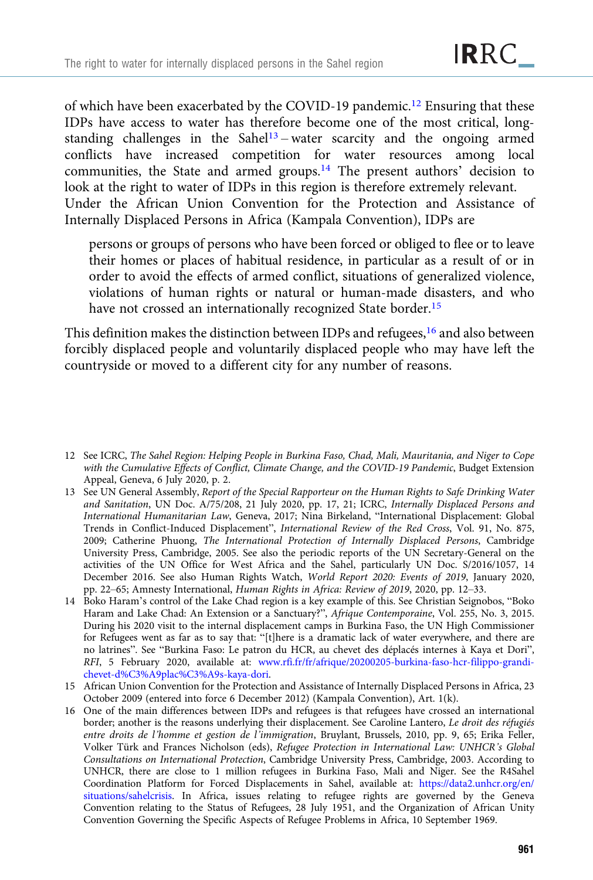of which have been exacerbated by the COVID-19 pandemic.[12] Ensuring that these IDPs have access to water has therefore become one of the most critical, long-standing challenges in the Sahel[13] – water scarcity and the ongoing armed conflicts have increased competition for water resources among local communities, the State and armed groups.[14] The present authors' decision to look at the right to water of IDPs in this region is therefore extremely relevant. Under the African Union Convention for the Protection and Assistance of Internally Displaced Persons in Africa (Kampala Convention), IDPs are

> persons or groups of persons who have been forced or obliged to flee or to leave their homes or places of habitual residence, in particular as a result of or in order to avoid the effects of armed conflict, situations of generalized violence, violations of human rights or natural or human-made disasters, and who have not crossed an internationally recognized State border.[15]

This definition makes the distinction between IDPs and refugees,[16] and also between forcibly displaced people and voluntarily displaced people who may have left the countryside or moved to a different city for any number of reasons.

---

12 See ICRC, *The Sahel Region: Helping People in Burkina Faso, Chad, Mali, Mauritania, and Niger to Cope with the Cumulative Effects of Conflict, Climate Change, and the COVID-19 Pandemic*, Budget Extension Appeal, Geneva, 6 July 2020, p. 2.

13 See UN General Assembly, *Report of the Special Rapporteur on the Human Rights to Safe Drinking Water and Sanitation*, UN Doc. A/75/208, 21 July 2020, pp. 17, 21; ICRC, *Internally Displaced Persons and International Humanitarian Law*, Geneva, 2017; Nina Birkeland, "International Displacement: Global Trends in Conflict-Induced Displacement", *International Review of the Red Cross*, Vol. 91, No. 875, 2009; Catherine Phuong, *The International Protection of Internally Displaced Persons*, Cambridge University Press, Cambridge, 2005. See also the periodic reports of the UN Secretary-General on the activities of the UN Office for West Africa and the Sahel, particularly UN Doc. S/2016/1057, 14 December 2016. See also Human Rights Watch, *World Report 2020: Events of 2019*, January 2020, pp. 22–65; Amnesty International, *Human Rights in Africa: Review of 2019*, 2020, pp. 12–33.

14 Boko Haram's control of the Lake Chad region is a key example of this. See Christian Seignobos, "Boko Haram and Lake Chad: An Extension or a Sanctuary?", *Afrique Contemporaine*, Vol. 255, No. 3, 2015. During his 2020 visit to the internal displacement camps in Burkina Faso, the UN High Commissioner for Refugees went as far as to say that: "[t]here is a dramatic lack of water everywhere, and there are no latrines". See "Burkina Faso: Le patron du HCR, au chevet des déplacés internes à Kaya et Dori", *RFI*, 5 February 2020, available at: www.rfi.fr/fr/afrique/20200205-burkina-faso-hcr-filippo-grandi-chevet-d%C3%A9plac%C3%A9s-kaya-dori.

15 African Union Convention for the Protection and Assistance of Internally Displaced Persons in Africa, 23 October 2009 (entered into force 6 December 2012) (Kampala Convention), Art. 1(k).

16 One of the main differences between IDPs and refugees is that refugees have crossed an international border; another is the reasons underlying their displacement. See Caroline Lantero, *Le droit des réfugiés entre droits de l'homme et gestion de l'immigration*, Bruylant, Brussels, 2010, pp. 9, 65; Erika Feller, Volker Türk and Frances Nicholson (eds), *Refugee Protection in International Law: UNHCR's Global Consultations on International Protection*, Cambridge University Press, Cambridge, 2003. According to UNHCR, there are close to 1 million refugees in Burkina Faso, Mali and Niger. See the R4Sahel Coordination Platform for Forced Displacements in Sahel, available at: https://data2.unhcr.org/en/situations/sahelcrisis. In Africa, issues relating to refugee rights are governed by the Geneva Convention relating to the Status of Refugees, 28 July 1951, and the Organization of African Unity Convention Governing the Specific Aspects of Refugee Problems in Africa, 10 September 1969.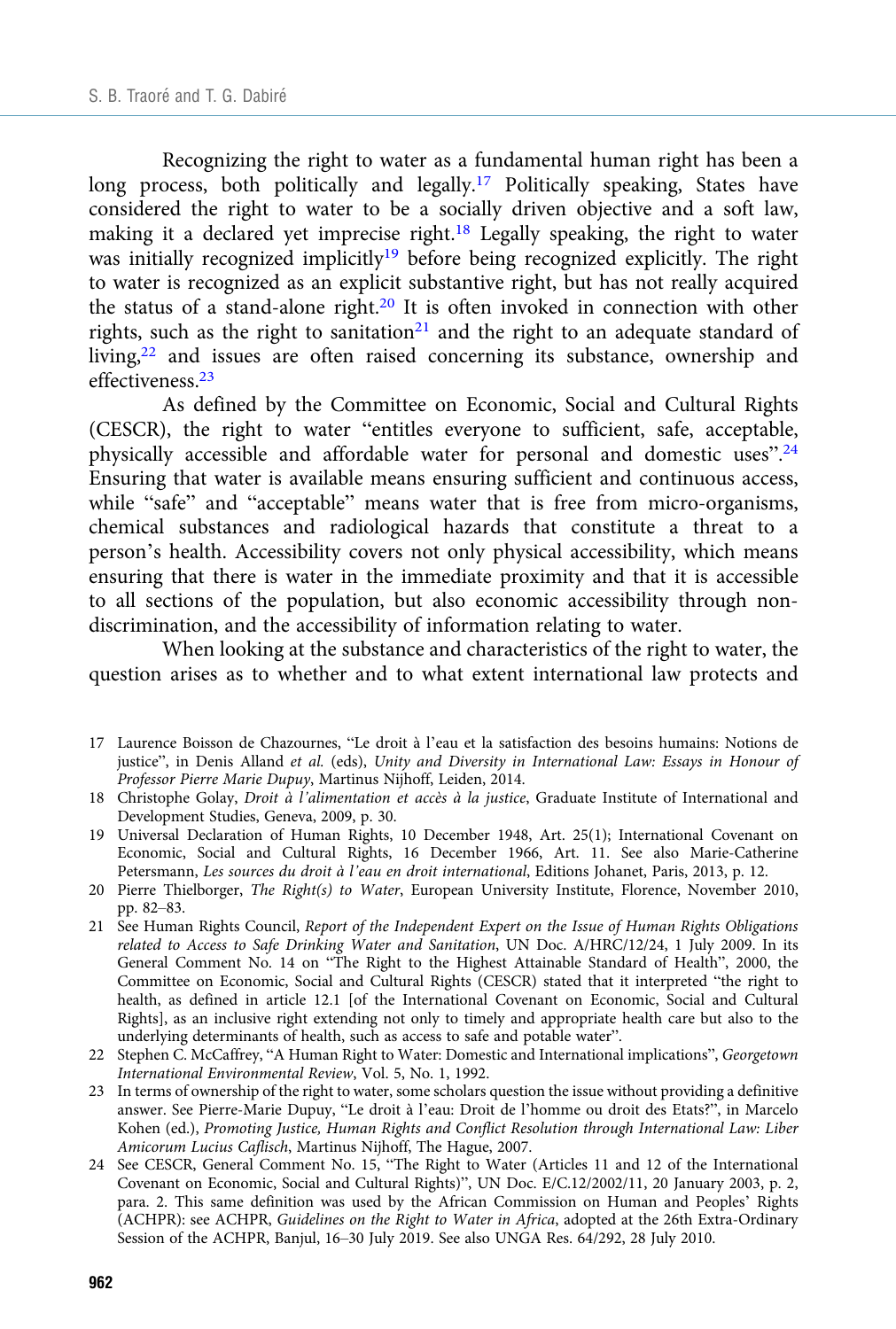Recognizing the right to water as a fundamental human right has been a long process, both politically and legally.[17] Politically speaking, States have considered the right to water to be a socially driven objective and a soft law, making it a declared yet imprecise right.[18] Legally speaking, the right to water was initially recognized implicitly[19] before being recognized explicitly. The right to water is recognized as an explicit substantive right, but has not really acquired the status of a stand-alone right.[20] It is often invoked in connection with other rights, such as the right to sanitation[21] and the right to an adequate standard of living,[22] and issues are often raised concerning its substance, ownership and effectiveness.[23]

As defined by the Committee on Economic, Social and Cultural Rights (CESCR), the right to water "entitles everyone to sufficient, safe, acceptable, physically accessible and affordable water for personal and domestic uses".[24] Ensuring that water is available means ensuring sufficient and continuous access, while "safe" and "acceptable" means water that is free from micro-organisms, chemical substances and radiological hazards that constitute a threat to a person's health. Accessibility covers not only physical accessibility, which means ensuring that there is water in the immediate proximity and that it is accessible to all sections of the population, but also economic accessibility through non-discrimination, and the accessibility of information relating to water.

When looking at the substance and characteristics of the right to water, the question arises as to whether and to what extent international law protects and

---

17 Laurence Boisson de Chazournes, "Le droit à l'eau et la satisfaction des besoins humains: Notions de justice", in Denis Alland *et al.* (eds), *Unity and Diversity in International Law: Essays in Honour of Professor Pierre Marie Dupuy*, Martinus Nijhoff, Leiden, 2014.

18 Christophe Golay, *Droit à l'alimentation et accès à la justice*, Graduate Institute of International and Development Studies, Geneva, 2009, p. 30.

19 Universal Declaration of Human Rights, 10 December 1948, Art. 25(1); International Covenant on Economic, Social and Cultural Rights, 16 December 1966, Art. 11. See also Marie-Catherine Petersmann, *Les sources du droit à l'eau en droit international*, Editions Johanet, Paris, 2013, p. 12.

20 Pierre Thielborger, *The Right(s) to Water*, European University Institute, Florence, November 2010, pp. 82–83.

21 See Human Rights Council, *Report of the Independent Expert on the Issue of Human Rights Obligations related to Access to Safe Drinking Water and Sanitation*, UN Doc. A/HRC/12/24, 1 July 2009. In its General Comment No. 14 on "The Right to the Highest Attainable Standard of Health", 2000, the Committee on Economic, Social and Cultural Rights (CESCR) stated that it interpreted "the right to health, as defined in article 12.1 [of the International Covenant on Economic, Social and Cultural Rights], as an inclusive right extending not only to timely and appropriate health care but also to the underlying determinants of health, such as access to safe and potable water".

22 Stephen C. McCaffrey, "A Human Right to Water: Domestic and International implications", *Georgetown International Environmental Review*, Vol. 5, No. 1, 1992.

23 In terms of ownership of the right to water, some scholars question the issue without providing a definitive answer. See Pierre-Marie Dupuy, "Le droit à l'eau: Droit de l'homme ou droit des Etats?", in Marcelo Kohen (ed.), *Promoting Justice, Human Rights and Conflict Resolution through International Law: Liber Amicorum Lucius Caflisch*, Martinus Nijhoff, The Hague, 2007.

24 See CESCR, General Comment No. 15, "The Right to Water (Articles 11 and 12 of the International Covenant on Economic, Social and Cultural Rights)", UN Doc. E/C.12/2002/11, 20 January 2003, p. 2, para. 2. This same definition was used by the African Commission on Human and Peoples' Rights (ACHPR): see ACHPR, *Guidelines on the Right to Water in Africa*, adopted at the 26th Extra-Ordinary Session of the ACHPR, Banjul, 16–30 July 2019. See also UNGA Res. 64/292, 28 July 2010.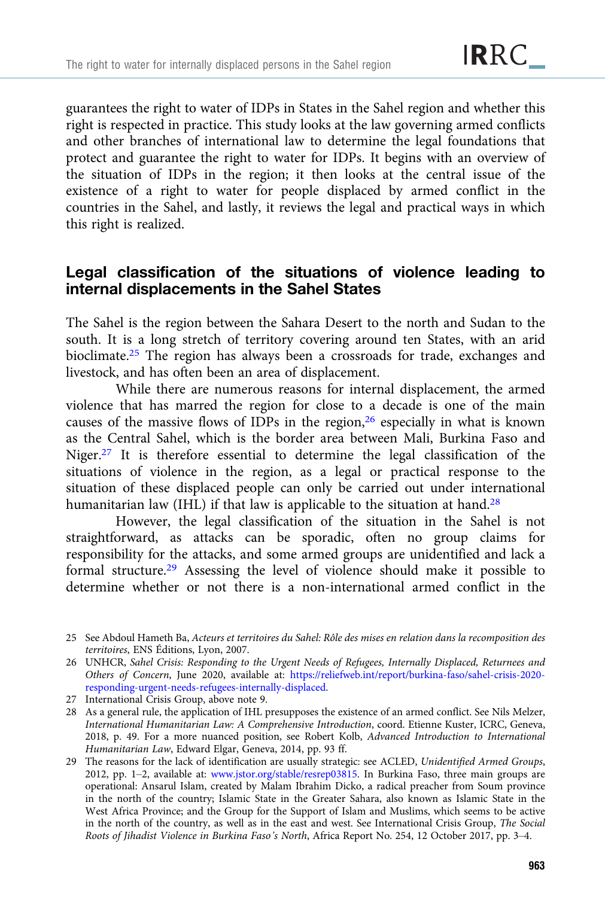guarantees the right to water of IDPs in States in the Sahel region and whether this right is respected in practice. This study looks at the law governing armed conflicts and other branches of international law to determine the legal foundations that protect and guarantee the right to water for IDPs. It begins with an overview of the situation of IDPs in the region; it then looks at the central issue of the existence of a right to water for people displaced by armed conflict in the countries in the Sahel, and lastly, it reviews the legal and practical ways in which this right is realized.

## Legal classification of the situations of violence leading to internal displacements in the Sahel States

The Sahel is the region between the Sahara Desert to the north and Sudan to the south. It is a long stretch of territory covering around ten States, with an arid bioclimate.[25] The region has always been a crossroads for trade, exchanges and livestock, and has often been an area of displacement.

While there are numerous reasons for internal displacement, the armed violence that has marred the region for close to a decade is one of the main causes of the massive flows of IDPs in the region,[26] especially in what is known as the Central Sahel, which is the border area between Mali, Burkina Faso and Niger.[27] It is therefore essential to determine the legal classification of the situations of violence in the region, as a legal or practical response to the situation of these displaced people can only be carried out under international humanitarian law (IHL) if that law is applicable to the situation at hand.[28]

However, the legal classification of the situation in the Sahel is not straightforward, as attacks can be sporadic, often no group claims for responsibility for the attacks, and some armed groups are unidentified and lack a formal structure.[29] Assessing the level of violence should make it possible to determine whether or not there is a non-international armed conflict in the

25 See Abdoul Hameth Ba, *Acteurs et territoires du Sahel: Rôle des mises en relation dans la recomposition des territoires*, ENS Éditions, Lyon, 2007.

26 UNHCR, *Sahel Crisis: Responding to the Urgent Needs of Refugees, Internally Displaced, Returnees and Others of Concern*, June 2020, available at: https://reliefweb.int/report/burkina-faso/sahel-crisis-2020-responding-urgent-needs-refugees-internally-displaced.

27 International Crisis Group, above note 9.

28 As a general rule, the application of IHL presupposes the existence of an armed conflict. See Nils Melzer, *International Humanitarian Law: A Comprehensive Introduction*, coord. Etienne Kuster, ICRC, Geneva, 2018, p. 49. For a more nuanced position, see Robert Kolb, *Advanced Introduction to International Humanitarian Law*, Edward Elgar, Geneva, 2014, pp. 93 ff.

29 The reasons for the lack of identification are usually strategic: see ACLED, *Unidentified Armed Groups*, 2012, pp. 1–2, available at: www.jstor.org/stable/resrep03815. In Burkina Faso, three main groups are operational: Ansarul Islam, created by Malam Ibrahim Dicko, a radical preacher from Soum province in the north of the country; Islamic State in the Greater Sahara, also known as Islamic State in the West Africa Province; and the Group for the Support of Islam and Muslims, which seems to be active in the north of the country, as well as in the east and west. See International Crisis Group, *The Social Roots of Jihadist Violence in Burkina Faso's North*, Africa Report No. 254, 12 October 2017, pp. 3–4.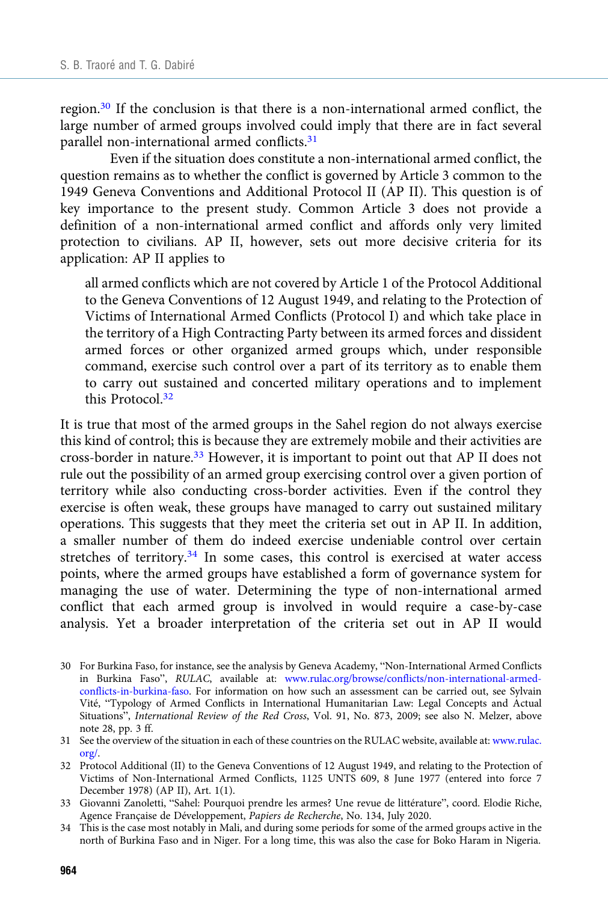region.[30] If the conclusion is that there is a non-international armed conflict, the large number of armed groups involved could imply that there are in fact several parallel non-international armed conflicts.[31]

Even if the situation does constitute a non-international armed conflict, the question remains as to whether the conflict is governed by Article 3 common to the 1949 Geneva Conventions and Additional Protocol II (AP II). This question is of key importance to the present study. Common Article 3 does not provide a definition of a non-international armed conflict and affords only very limited protection to civilians. AP II, however, sets out more decisive criteria for its application: AP II applies to

> all armed conflicts which are not covered by Article 1 of the Protocol Additional to the Geneva Conventions of 12 August 1949, and relating to the Protection of Victims of International Armed Conflicts (Protocol I) and which take place in the territory of a High Contracting Party between its armed forces and dissident armed forces or other organized armed groups which, under responsible command, exercise such control over a part of its territory as to enable them to carry out sustained and concerted military operations and to implement this Protocol.[32]

It is true that most of the armed groups in the Sahel region do not always exercise this kind of control; this is because they are extremely mobile and their activities are cross-border in nature.[33] However, it is important to point out that AP II does not rule out the possibility of an armed group exercising control over a given portion of territory while also conducting cross-border activities. Even if the control they exercise is often weak, these groups have managed to carry out sustained military operations. This suggests that they meet the criteria set out in AP II. In addition, a smaller number of them do indeed exercise undeniable control over certain stretches of territory.[34] In some cases, this control is exercised at water access points, where the armed groups have established a form of governance system for managing the use of water. Determining the type of non-international armed conflict that each armed group is involved in would require a case-by-case analysis. Yet a broader interpretation of the criteria set out in AP II would

---

30 For Burkina Faso, for instance, see the analysis by Geneva Academy, "Non-International Armed Conflicts in Burkina Faso", *RULAC*, available at: www.rulac.org/browse/conflicts/non-international-armed-conflicts-in-burkina-faso. For information on how such an assessment can be carried out, see Sylvain Vité, "Typology of Armed Conflicts in International Humanitarian Law: Legal Concepts and Actual Situations", *International Review of the Red Cross*, Vol. 91, No. 873, 2009; see also N. Melzer, above note 28, pp. 3 ff.

31 See the overview of the situation in each of these countries on the RULAC website, available at: www.rulac.org/.

32 Protocol Additional (II) to the Geneva Conventions of 12 August 1949, and relating to the Protection of Victims of Non-International Armed Conflicts, 1125 UNTS 609, 8 June 1977 (entered into force 7 December 1978) (AP II), Art. 1(1).

33 Giovanni Zanoletti, "Sahel: Pourquoi prendre les armes? Une revue de littérature", coord. Elodie Riche, Agence Française de Développement, *Papiers de Recherche*, No. 134, July 2020.

34 This is the case most notably in Mali, and during some periods for some of the armed groups active in the north of Burkina Faso and in Niger. For a long time, this was also the case for Boko Haram in Nigeria.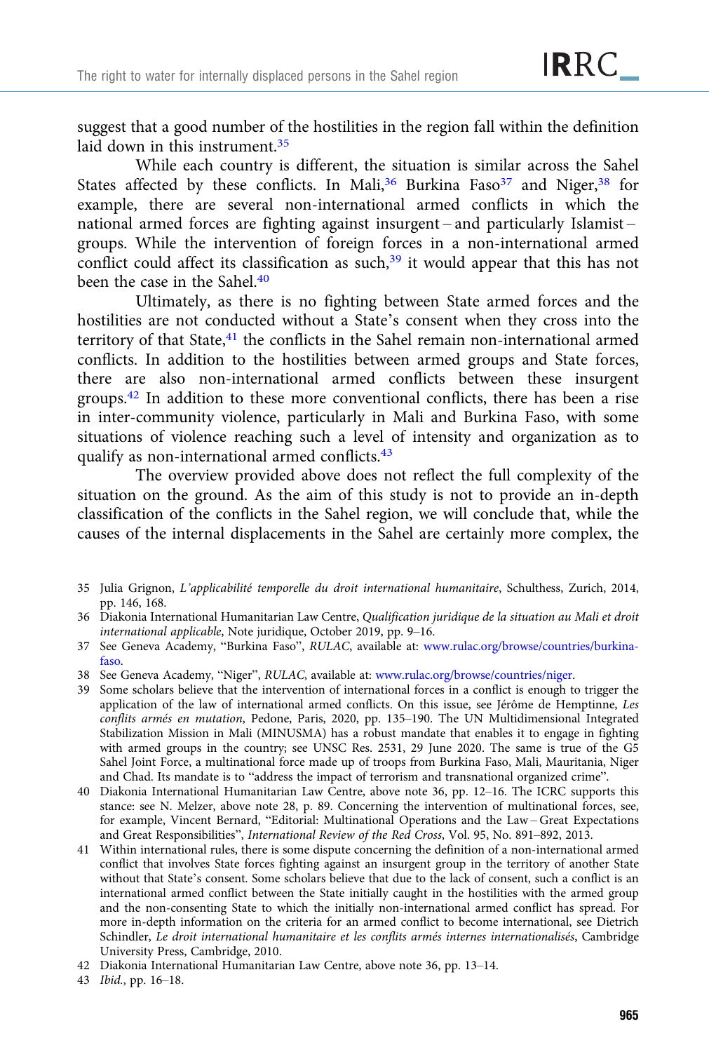suggest that a good number of the hostilities in the region fall within the definition laid down in this instrument.[35]

While each country is different, the situation is similar across the Sahel States affected by these conflicts. In Mali,[36] Burkina Faso[37] and Niger,[38] for example, there are several non-international armed conflicts in which the national armed forces are fighting against insurgent – and particularly Islamist – groups. While the intervention of foreign forces in a non-international armed conflict could affect its classification as such,[39] it would appear that this has not been the case in the Sahel.[40]

Ultimately, as there is no fighting between State armed forces and the hostilities are not conducted without a State's consent when they cross into the territory of that State,[41] the conflicts in the Sahel remain non-international armed conflicts. In addition to the hostilities between armed groups and State forces, there are also non-international armed conflicts between these insurgent groups.[42] In addition to these more conventional conflicts, there has been a rise in inter-community violence, particularly in Mali and Burkina Faso, with some situations of violence reaching such a level of intensity and organization as to qualify as non-international armed conflicts.[43]

The overview provided above does not reflect the full complexity of the situation on the ground. As the aim of this study is not to provide an in-depth classification of the conflicts in the Sahel region, we will conclude that, while the causes of the internal displacements in the Sahel are certainly more complex, the

35 Julia Grignon, *L'applicabilité temporelle du droit international humanitaire*, Schulthess, Zurich, 2014, pp. 146, 168.

36 Diakonia International Humanitarian Law Centre, *Qualification juridique de la situation au Mali et droit international applicable*, Note juridique, October 2019, pp. 9–16.

37 See Geneva Academy, "Burkina Faso", *RULAC*, available at: www.rulac.org/browse/countries/burkina-faso.

38 See Geneva Academy, "Niger", *RULAC*, available at: www.rulac.org/browse/countries/niger.

39 Some scholars believe that the intervention of international forces in a conflict is enough to trigger the application of the law of international armed conflicts. On this issue, see Jérôme de Hemptinne, *Les conflits armés en mutation*, Pedone, Paris, 2020, pp. 135–190. The UN Multidimensional Integrated Stabilization Mission in Mali (MINUSMA) has a robust mandate that enables it to engage in fighting with armed groups in the country; see UNSC Res. 2531, 29 June 2020. The same is true of the G5 Sahel Joint Force, a multinational force made up of troops from Burkina Faso, Mali, Mauritania, Niger and Chad. Its mandate is to "address the impact of terrorism and transnational organized crime".

40 Diakonia International Humanitarian Law Centre, above note 36, pp. 12–16. The ICRC supports this stance: see N. Melzer, above note 28, p. 89. Concerning the intervention of multinational forces, see, for example, Vincent Bernard, "Editorial: Multinational Operations and the Law – Great Expectations and Great Responsibilities", *International Review of the Red Cross*, Vol. 95, No. 891–892, 2013.

41 Within international rules, there is some dispute concerning the definition of a non-international armed conflict that involves State forces fighting against an insurgent group in the territory of another State without that State's consent. Some scholars believe that due to the lack of consent, such a conflict is an international armed conflict between the State initially caught in the hostilities with the armed group and the non-consenting State to which the initially non-international armed conflict has spread. For more in-depth information on the criteria for an armed conflict to become international, see Dietrich Schindler, *Le droit international humanitaire et les conflits armés internes internationalisés*, Cambridge University Press, Cambridge, 2010.

42 Diakonia International Humanitarian Law Centre, above note 36, pp. 13–14.

43 *Ibid.*, pp. 16–18.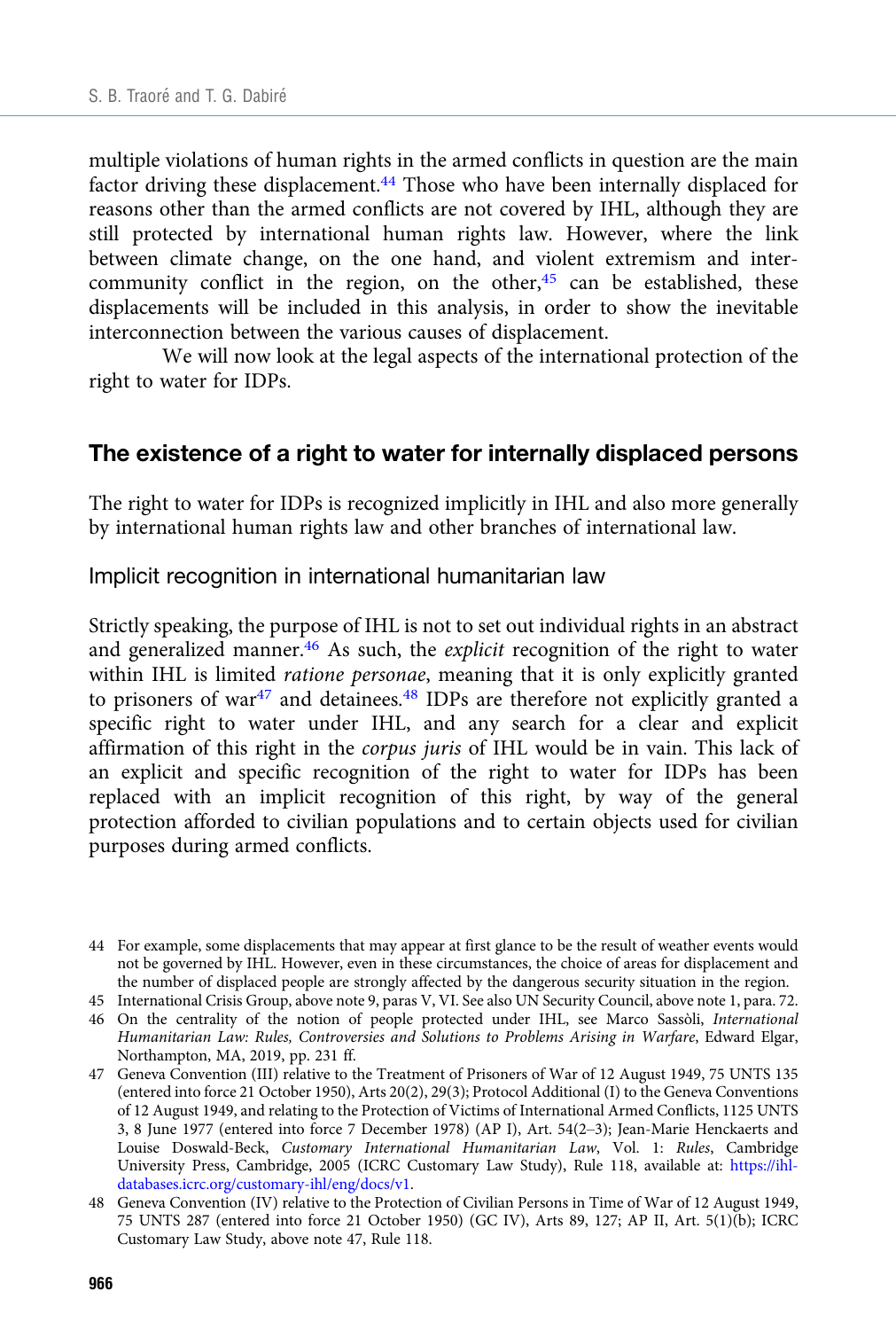multiple violations of human rights in the armed conflicts in question are the main factor driving these displacement.[44] Those who have been internally displaced for reasons other than the armed conflicts are not covered by IHL, although they are still protected by international human rights law. However, where the link between climate change, on the one hand, and violent extremism and inter-community conflict in the region, on the other,[45] can be established, these displacements will be included in this analysis, in order to show the inevitable interconnection between the various causes of displacement.

We will now look at the legal aspects of the international protection of the right to water for IDPs.

## The existence of a right to water for internally displaced persons

The right to water for IDPs is recognized implicitly in IHL and also more generally by international human rights law and other branches of international law.

### Implicit recognition in international humanitarian law

Strictly speaking, the purpose of IHL is not to set out individual rights in an abstract and generalized manner.[46] As such, the *explicit* recognition of the right to water within IHL is limited *ratione personae*, meaning that it is only explicitly granted to prisoners of war[47] and detainees.[48] IDPs are therefore not explicitly granted a specific right to water under IHL, and any search for a clear and explicit affirmation of this right in the *corpus juris* of IHL would be in vain. This lack of an explicit and specific recognition of the right to water for IDPs has been replaced with an implicit recognition of this right, by way of the general protection afforded to civilian populations and to certain objects used for civilian purposes during armed conflicts.

---

44 For example, some displacements that may appear at first glance to be the result of weather events would not be governed by IHL. However, even in these circumstances, the choice of areas for displacement and the number of displaced people are strongly affected by the dangerous security situation in the region.

45 International Crisis Group, above note 9, paras V, VI. See also UN Security Council, above note 1, para. 72.

46 On the centrality of the notion of people protected under IHL, see Marco Sassòli, *International Humanitarian Law: Rules, Controversies and Solutions to Problems Arising in Warfare*, Edward Elgar, Northampton, MA, 2019, pp. 231 ff.

47 Geneva Convention (III) relative to the Treatment of Prisoners of War of 12 August 1949, 75 UNTS 135 (entered into force 21 October 1950), Arts 20(2), 29(3); Protocol Additional (I) to the Geneva Conventions of 12 August 1949, and relating to the Protection of Victims of International Armed Conflicts, 1125 UNTS 3, 8 June 1977 (entered into force 7 December 1978) (AP I), Art. 54(2–3); Jean-Marie Henckaerts and Louise Doswald-Beck, *Customary International Humanitarian Law*, Vol. 1: *Rules*, Cambridge University Press, Cambridge, 2005 (ICRC Customary Law Study), Rule 118, available at: https://ihl-databases.icrc.org/customary-ihl/eng/docs/v1.

48 Geneva Convention (IV) relative to the Protection of Civilian Persons in Time of War of 12 August 1949, 75 UNTS 287 (entered into force 21 October 1950) (GC IV), Arts 89, 127; AP II, Art. 5(1)(b); ICRC Customary Law Study, above note 47, Rule 118.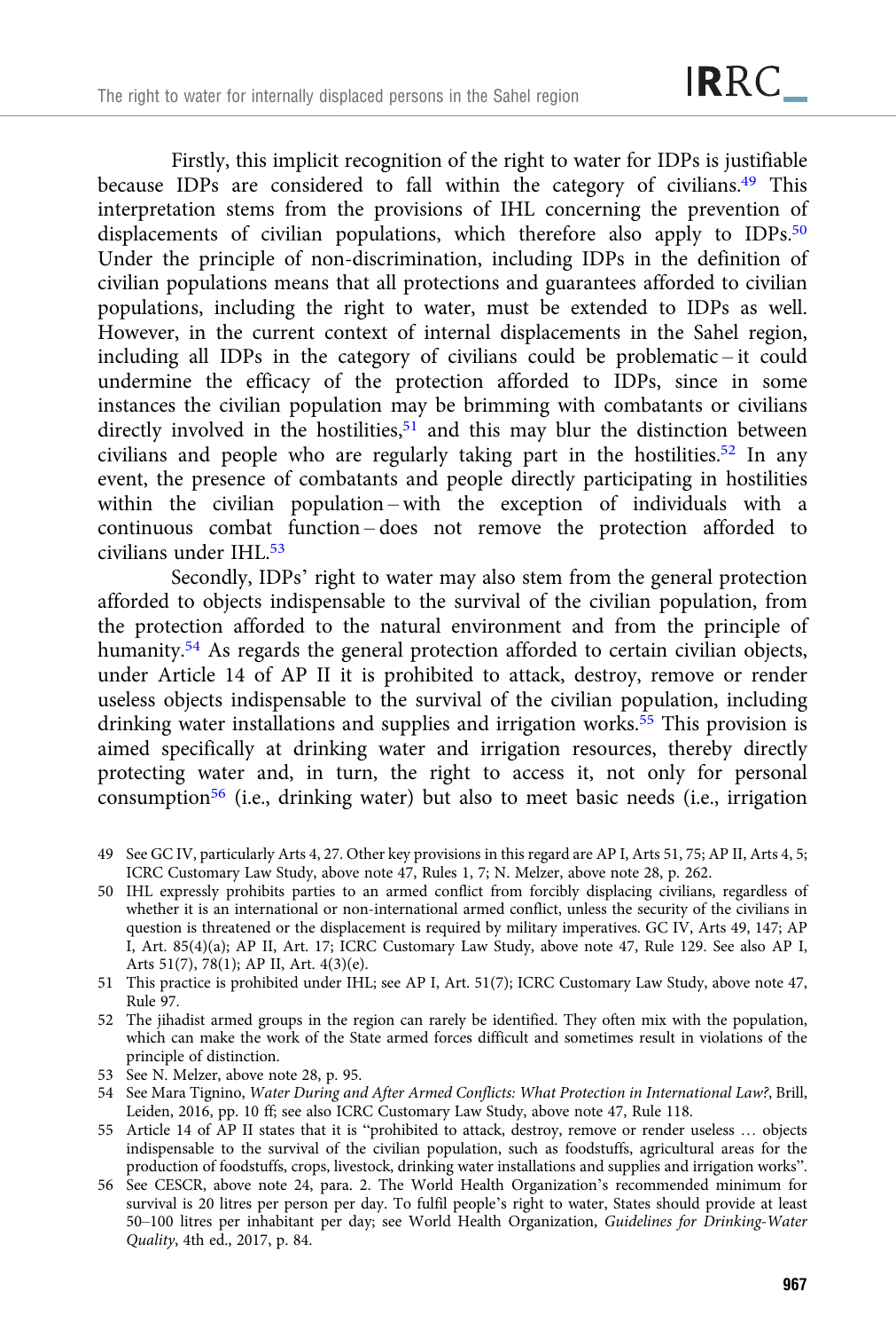Firstly, this implicit recognition of the right to water for IDPs is justifiable because IDPs are considered to fall within the category of civilians.[49] This interpretation stems from the provisions of IHL concerning the prevention of displacements of civilian populations, which therefore also apply to IDPs.[50] Under the principle of non-discrimination, including IDPs in the definition of civilian populations means that all protections and guarantees afforded to civilian populations, including the right to water, must be extended to IDPs as well. However, in the current context of internal displacements in the Sahel region, including all IDPs in the category of civilians could be problematic – it could undermine the efficacy of the protection afforded to IDPs, since in some instances the civilian population may be brimming with combatants or civilians directly involved in the hostilities,[51] and this may blur the distinction between civilians and people who are regularly taking part in the hostilities.[52] In any event, the presence of combatants and people directly participating in hostilities within the civilian population – with the exception of individuals with a continuous combat function – does not remove the protection afforded to civilians under IHL.[53]

Secondly, IDPs' right to water may also stem from the general protection afforded to objects indispensable to the survival of the civilian population, from the protection afforded to the natural environment and from the principle of humanity.[54] As regards the general protection afforded to certain civilian objects, under Article 14 of AP II it is prohibited to attack, destroy, remove or render useless objects indispensable to the survival of the civilian population, including drinking water installations and supplies and irrigation works.[55] This provision is aimed specifically at drinking water and irrigation resources, thereby directly protecting water and, in turn, the right to access it, not only for personal consumption[56] (i.e., drinking water) but also to meet basic needs (i.e., irrigation

49 See GC IV, particularly Arts 4, 27. Other key provisions in this regard are AP I, Arts 51, 75; AP II, Arts 4, 5; ICRC Customary Law Study, above note 47, Rules 1, 7; N. Melzer, above note 28, p. 262.

50 IHL expressly prohibits parties to an armed conflict from forcibly displacing civilians, regardless of whether it is an international or non-international armed conflict, unless the security of the civilians in question is threatened or the displacement is required by military imperatives. GC IV, Arts 49, 147; AP I, Art. 85(4)(a); AP II, Art. 17; ICRC Customary Law Study, above note 47, Rule 129. See also AP I, Arts 51(7), 78(1); AP II, Art. 4(3)(e).

51 This practice is prohibited under IHL; see AP I, Art. 51(7); ICRC Customary Law Study, above note 47, Rule 97.

52 The jihadist armed groups in the region can rarely be identified. They often mix with the population, which can make the work of the State armed forces difficult and sometimes result in violations of the principle of distinction.

53 See N. Melzer, above note 28, p. 95.

54 See Mara Tignino, *Water During and After Armed Conflicts: What Protection in International Law?*, Brill, Leiden, 2016, pp. 10 ff; see also ICRC Customary Law Study, above note 47, Rule 118.

55 Article 14 of AP II states that it is "prohibited to attack, destroy, remove or render useless … objects indispensable to the survival of the civilian population, such as foodstuffs, agricultural areas for the production of foodstuffs, crops, livestock, drinking water installations and supplies and irrigation works".

56 See CESCR, above note 24, para. 2. The World Health Organization's recommended minimum for survival is 20 litres per person per day. To fulfil people's right to water, States should provide at least 50–100 litres per inhabitant per day; see World Health Organization, *Guidelines for Drinking-Water Quality*, 4th ed., 2017, p. 84.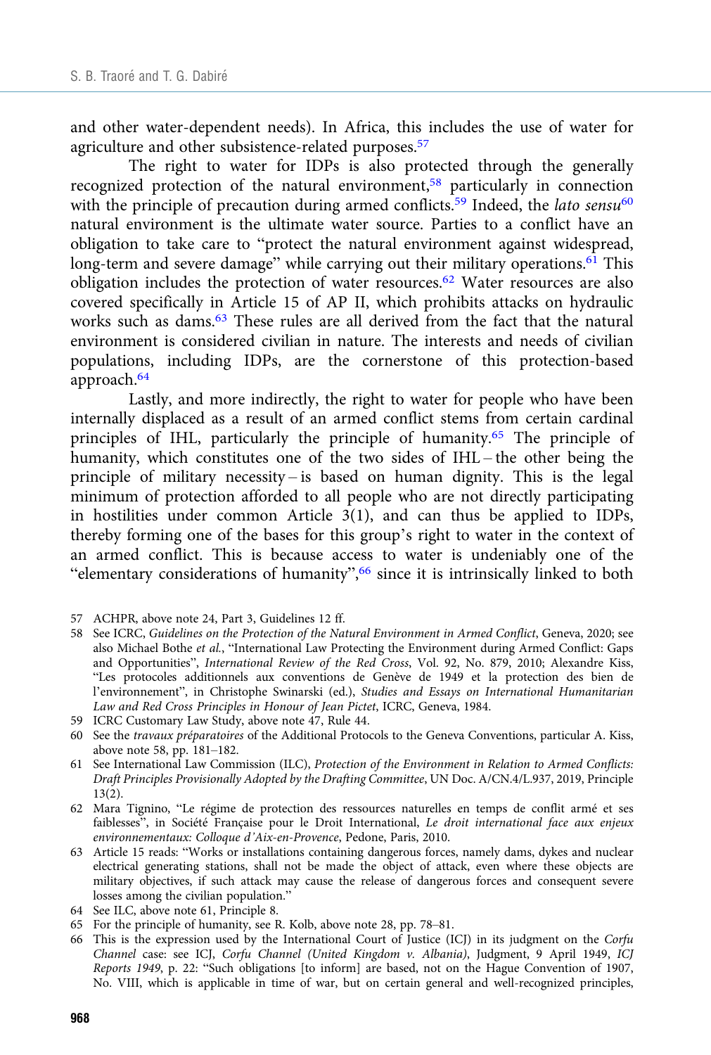and other water-dependent needs). In Africa, this includes the use of water for agriculture and other subsistence-related purposes.[57]

The right to water for IDPs is also protected through the generally recognized protection of the natural environment,[58] particularly in connection with the principle of precaution during armed conflicts.[59] Indeed, the *lato sensu*[60] natural environment is the ultimate water source. Parties to a conflict have an obligation to take care to "protect the natural environment against widespread, long-term and severe damage" while carrying out their military operations.[61] This obligation includes the protection of water resources.[62] Water resources are also covered specifically in Article 15 of AP II, which prohibits attacks on hydraulic works such as dams.[63] These rules are all derived from the fact that the natural environment is considered civilian in nature. The interests and needs of civilian populations, including IDPs, are the cornerstone of this protection-based approach.[64]

Lastly, and more indirectly, the right to water for people who have been internally displaced as a result of an armed conflict stems from certain cardinal principles of IHL, particularly the principle of humanity.[65] The principle of humanity, which constitutes one of the two sides of IHL – the other being the principle of military necessity – is based on human dignity. This is the legal minimum of protection afforded to all people who are not directly participating in hostilities under common Article 3(1), and can thus be applied to IDPs, thereby forming one of the bases for this group's right to water in the context of an armed conflict. This is because access to water is undeniably one of the "elementary considerations of humanity",[66] since it is intrinsically linked to both

57 ACHPR, above note 24, Part 3, Guidelines 12 ff.

58 See ICRC, *Guidelines on the Protection of the Natural Environment in Armed Conflict*, Geneva, 2020; see also Michael Bothe *et al.*, "International Law Protecting the Environment during Armed Conflict: Gaps and Opportunities", *International Review of the Red Cross*, Vol. 92, No. 879, 2010; Alexandre Kiss, "Les protocoles additionnels aux conventions de Genève de 1949 et la protection des bien de l'environnement", in Christophe Swinarski (ed.), *Studies and Essays on International Humanitarian Law and Red Cross Principles in Honour of Jean Pictet*, ICRC, Geneva, 1984.

59 ICRC Customary Law Study, above note 47, Rule 44.

60 See the *travaux préparatoires* of the Additional Protocols to the Geneva Conventions, particular A. Kiss, above note 58, pp. 181–182.

61 See International Law Commission (ILC), *Protection of the Environment in Relation to Armed Conflicts: Draft Principles Provisionally Adopted by the Drafting Committee*, UN Doc. A/CN.4/L.937, 2019, Principle 13(2).

62 Mara Tignino, "Le régime de protection des ressources naturelles en temps de conflit armé et ses faiblesses", in Société Française pour le Droit International, *Le droit international face aux enjeux environnementaux: Colloque d'Aix-en-Provence*, Pedone, Paris, 2010.

63 Article 15 reads: "Works or installations containing dangerous forces, namely dams, dykes and nuclear electrical generating stations, shall not be made the object of attack, even where these objects are military objectives, if such attack may cause the release of dangerous forces and consequent severe losses among the civilian population."

64 See ILC, above note 61, Principle 8.

65 For the principle of humanity, see R. Kolb, above note 28, pp. 78–81.

66 This is the expression used by the International Court of Justice (ICJ) in its judgment on the *Corfu Channel* case: see ICJ, *Corfu Channel (United Kingdom v. Albania)*, Judgment, 9 April 1949, *ICJ Reports 1949*, p. 22: "Such obligations [to inform] are based, not on the Hague Convention of 1907, No. VIII, which is applicable in time of war, but on certain general and well-recognized principles,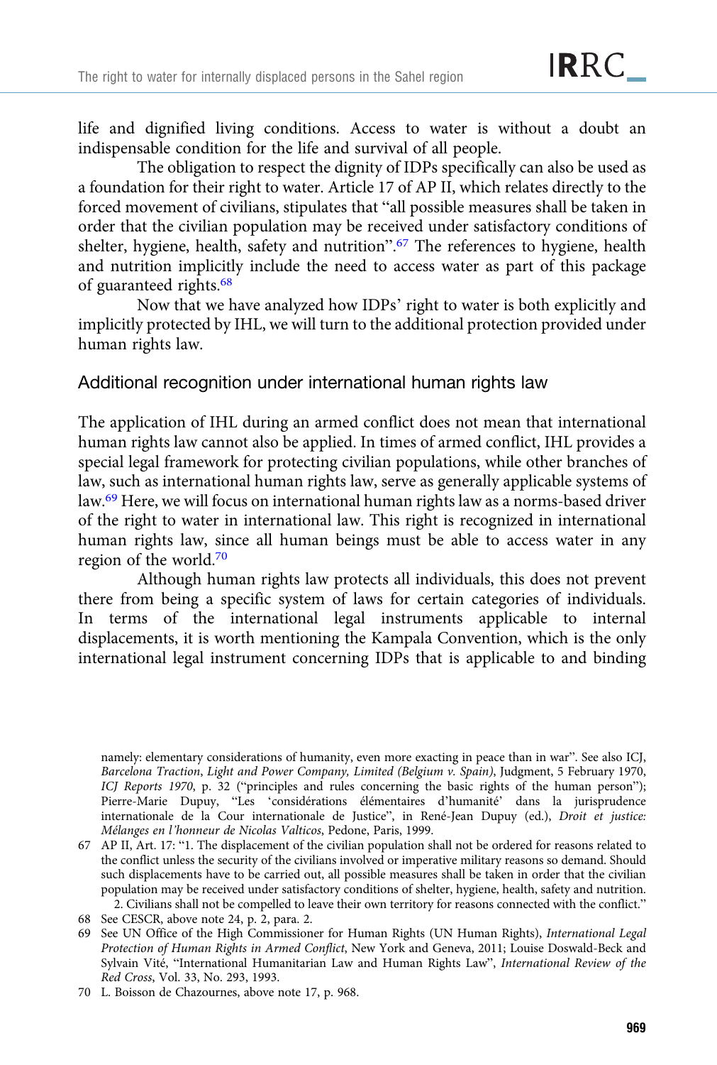life and dignified living conditions. Access to water is without a doubt an indispensable condition for the life and survival of all people.

The obligation to respect the dignity of IDPs specifically can also be used as a foundation for their right to water. Article 17 of AP II, which relates directly to the forced movement of civilians, stipulates that "all possible measures shall be taken in order that the civilian population may be received under satisfactory conditions of shelter, hygiene, health, safety and nutrition".[67] The references to hygiene, health and nutrition implicitly include the need to access water as part of this package of guaranteed rights.[68]

Now that we have analyzed how IDPs' right to water is both explicitly and implicitly protected by IHL, we will turn to the additional protection provided under human rights law.

## Additional recognition under international human rights law

The application of IHL during an armed conflict does not mean that international human rights law cannot also be applied. In times of armed conflict, IHL provides a special legal framework for protecting civilian populations, while other branches of law, such as international human rights law, serve as generally applicable systems of law.[69] Here, we will focus on international human rights law as a norms-based driver of the right to water in international law. This right is recognized in international human rights law, since all human beings must be able to access water in any region of the world.[70]

Although human rights law protects all individuals, this does not prevent there from being a specific system of laws for certain categories of individuals. In terms of the international legal instruments applicable to internal displacements, it is worth mentioning the Kampala Convention, which is the only international legal instrument concerning IDPs that is applicable to and binding

---

namely: elementary considerations of humanity, even more exacting in peace than in war". See also ICJ, *Barcelona Traction, Light and Power Company, Limited (Belgium v. Spain)*, Judgment, 5 February 1970, *ICJ Reports 1970*, p. 32 ("principles and rules concerning the basic rights of the human person"); Pierre-Marie Dupuy, "Les 'considérations élémentaires d'humanité' dans la jurisprudence internationale de la Cour internationale de Justice", in René-Jean Dupuy (ed.), *Droit et justice: Mélanges en l'honneur de Nicolas Valticos*, Pedone, Paris, 1999.

67 AP II, Art. 17: "1. The displacement of the civilian population shall not be ordered for reasons related to the conflict unless the security of the civilians involved or imperative military reasons so demand. Should such displacements have to be carried out, all possible measures shall be taken in order that the civilian population may be received under satisfactory conditions of shelter, hygiene, health, safety and nutrition. 2. Civilians shall not be compelled to leave their own territory for reasons connected with the conflict."

68 See CESCR, above note 24, p. 2, para. 2.

69 See UN Office of the High Commissioner for Human Rights (UN Human Rights), *International Legal Protection of Human Rights in Armed Conflict*, New York and Geneva, 2011; Louise Doswald-Beck and Sylvain Vité, "International Humanitarian Law and Human Rights Law", *International Review of the Red Cross*, Vol. 33, No. 293, 1993.

70 L. Boisson de Chazournes, above note 17, p. 968.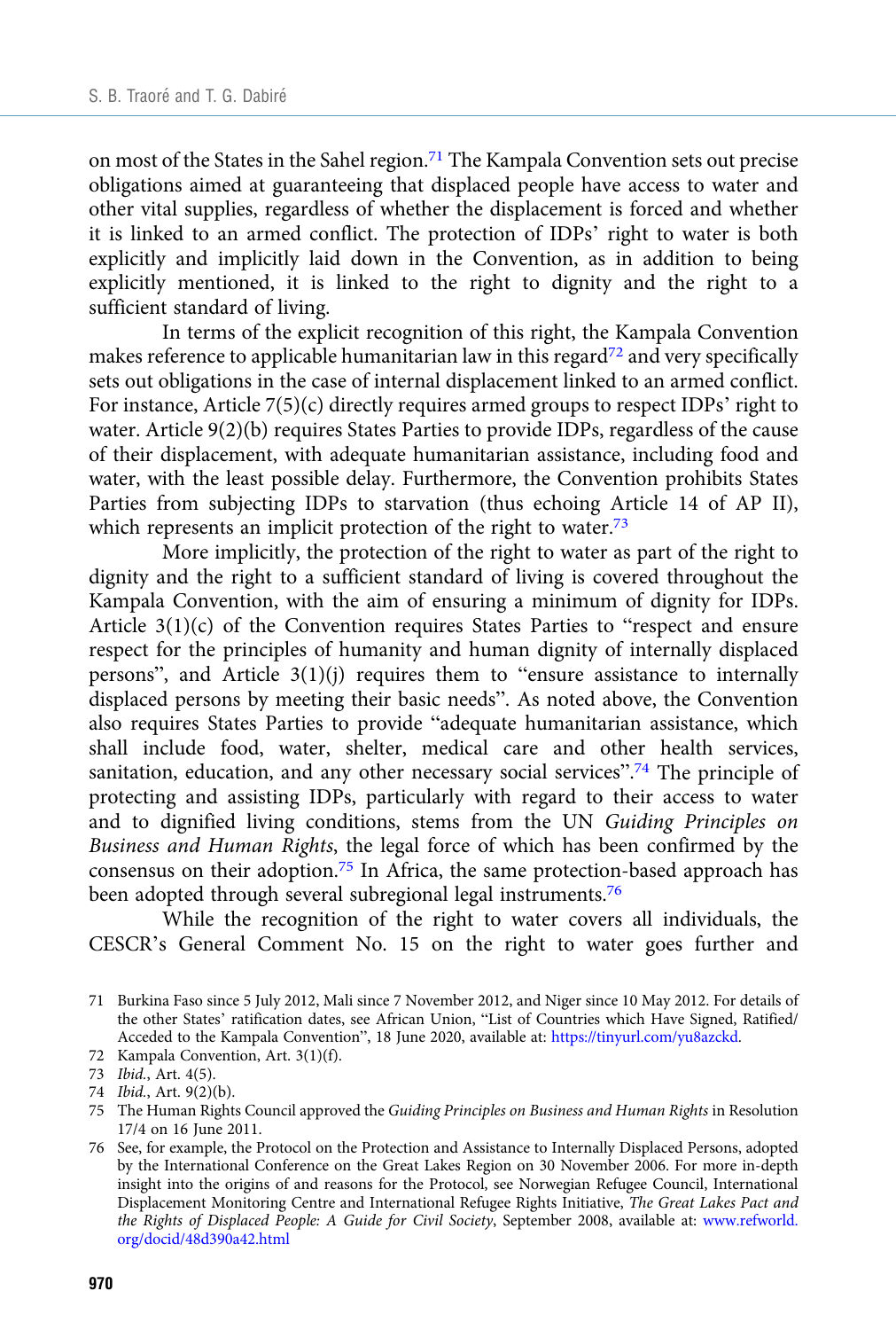on most of the States in the Sahel region.[71] The Kampala Convention sets out precise obligations aimed at guaranteeing that displaced people have access to water and other vital supplies, regardless of whether the displacement is forced and whether it is linked to an armed conflict. The protection of IDPs' right to water is both explicitly and implicitly laid down in the Convention, as in addition to being explicitly mentioned, it is linked to the right to dignity and the right to a sufficient standard of living.

In terms of the explicit recognition of this right, the Kampala Convention makes reference to applicable humanitarian law in this regard[72] and very specifically sets out obligations in the case of internal displacement linked to an armed conflict. For instance, Article 7(5)(c) directly requires armed groups to respect IDPs' right to water. Article 9(2)(b) requires States Parties to provide IDPs, regardless of the cause of their displacement, with adequate humanitarian assistance, including food and water, with the least possible delay. Furthermore, the Convention prohibits States Parties from subjecting IDPs to starvation (thus echoing Article 14 of AP II), which represents an implicit protection of the right to water.[73]

More implicitly, the protection of the right to water as part of the right to dignity and the right to a sufficient standard of living is covered throughout the Kampala Convention, with the aim of ensuring a minimum of dignity for IDPs. Article 3(1)(c) of the Convention requires States Parties to "respect and ensure respect for the principles of humanity and human dignity of internally displaced persons", and Article 3(1)(j) requires them to "ensure assistance to internally displaced persons by meeting their basic needs". As noted above, the Convention also requires States Parties to provide "adequate humanitarian assistance, which shall include food, water, shelter, medical care and other health services, sanitation, education, and any other necessary social services".[74] The principle of protecting and assisting IDPs, particularly with regard to their access to water and to dignified living conditions, stems from the UN *Guiding Principles on Business and Human Rights*, the legal force of which has been confirmed by the consensus on their adoption.[75] In Africa, the same protection-based approach has been adopted through several subregional legal instruments.[76]

While the recognition of the right to water covers all individuals, the CESCR's General Comment No. 15 on the right to water goes further and

---

71 Burkina Faso since 5 July 2012, Mali since 7 November 2012, and Niger since 10 May 2012. For details of the other States' ratification dates, see African Union, "List of Countries which Have Signed, Ratified/Acceded to the Kampala Convention", 18 June 2020, available at: https://tinyurl.com/yu8azckd.

72 Kampala Convention, Art. 3(1)(f).

73 *Ibid.*, Art. 4(5).

74 *Ibid.*, Art. 9(2)(b).

75 The Human Rights Council approved the *Guiding Principles on Business and Human Rights* in Resolution 17/4 on 16 June 2011.

76 See, for example, the Protocol on the Protection and Assistance to Internally Displaced Persons, adopted by the International Conference on the Great Lakes Region on 30 November 2006. For more in-depth insight into the origins of and reasons for the Protocol, see Norwegian Refugee Council, International Displacement Monitoring Centre and International Refugee Rights Initiative, *The Great Lakes Pact and the Rights of Displaced People: A Guide for Civil Society*, September 2008, available at: www.refworld.org/docid/48d390a42.html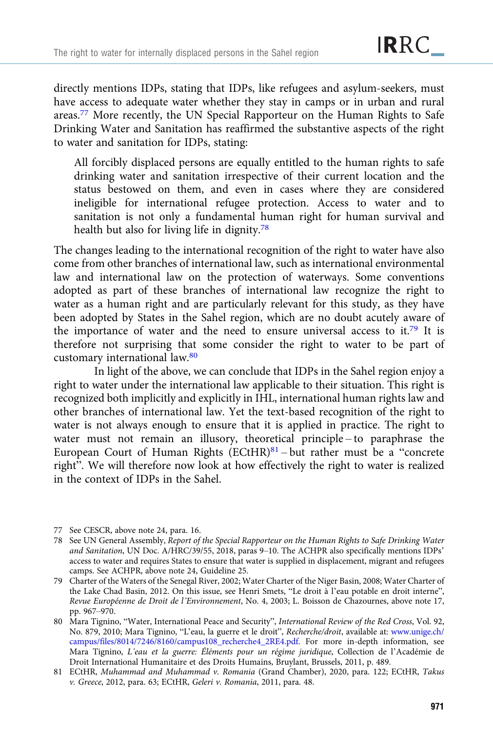directly mentions IDPs, stating that IDPs, like refugees and asylum-seekers, must have access to adequate water whether they stay in camps or in urban and rural areas.[77] More recently, the UN Special Rapporteur on the Human Rights to Safe Drinking Water and Sanitation has reaffirmed the substantive aspects of the right to water and sanitation for IDPs, stating:

> All forcibly displaced persons are equally entitled to the human rights to safe drinking water and sanitation irrespective of their current location and the status bestowed on them, and even in cases where they are considered ineligible for international refugee protection. Access to water and to sanitation is not only a fundamental human right for human survival and health but also for living life in dignity.[78]

The changes leading to the international recognition of the right to water have also come from other branches of international law, such as international environmental law and international law on the protection of waterways. Some conventions adopted as part of these branches of international law recognize the right to water as a human right and are particularly relevant for this study, as they have been adopted by States in the Sahel region, which are no doubt acutely aware of the importance of water and the need to ensure universal access to it.[79] It is therefore not surprising that some consider the right to water to be part of customary international law.[80]

In light of the above, we can conclude that IDPs in the Sahel region enjoy a right to water under the international law applicable to their situation. This right is recognized both implicitly and explicitly in IHL, international human rights law and other branches of international law. Yet the text-based recognition of the right to water is not always enough to ensure that it is applied in practice. The right to water must not remain an illusory, theoretical principle – to paraphrase the European Court of Human Rights (ECtHR)[81] – but rather must be a "concrete right". We will therefore now look at how effectively the right to water is realized in the context of IDPs in the Sahel.

---

77 See CESCR, above note 24, para. 16.

78 See UN General Assembly, *Report of the Special Rapporteur on the Human Rights to Safe Drinking Water and Sanitation*, UN Doc. A/HRC/39/55, 2018, paras 9–10. The ACHPR also specifically mentions IDPs' access to water and requires States to ensure that water is supplied in displacement, migrant and refugees camps. See ACHPR, above note 24, Guideline 25.

79 Charter of the Waters of the Senegal River, 2002; Water Charter of the Niger Basin, 2008; Water Charter of the Lake Chad Basin, 2012. On this issue, see Henri Smets, "Le droit à l'eau potable en droit interne", *Revue Européenne de Droit de l'Environnement*, No. 4, 2003; L. Boisson de Chazournes, above note 17, pp. 967–970.

80 Mara Tignino, "Water, International Peace and Security", *International Review of the Red Cross*, Vol. 92, No. 879, 2010; Mara Tignino, "L'eau, la guerre et le droit", *Recherche/droit*, available at: www.unige.ch/campus/files/8014/7246/8160/campus108_recherche4_2RE4.pdf. For more in-depth information, see Mara Tignino, *L'eau et la guerre: Éléments pour un régime juridique*, Collection de l'Académie de Droit International Humanitaire et des Droits Humains, Bruylant, Brussels, 2011, p. 489.

81 ECtHR, *Muhammad and Muhammad v. Romania* (Grand Chamber), 2020, para. 122; ECtHR, *Takus v. Greece*, 2012, para. 63; ECtHR, *Geleri v. Romania*, 2011, para. 48.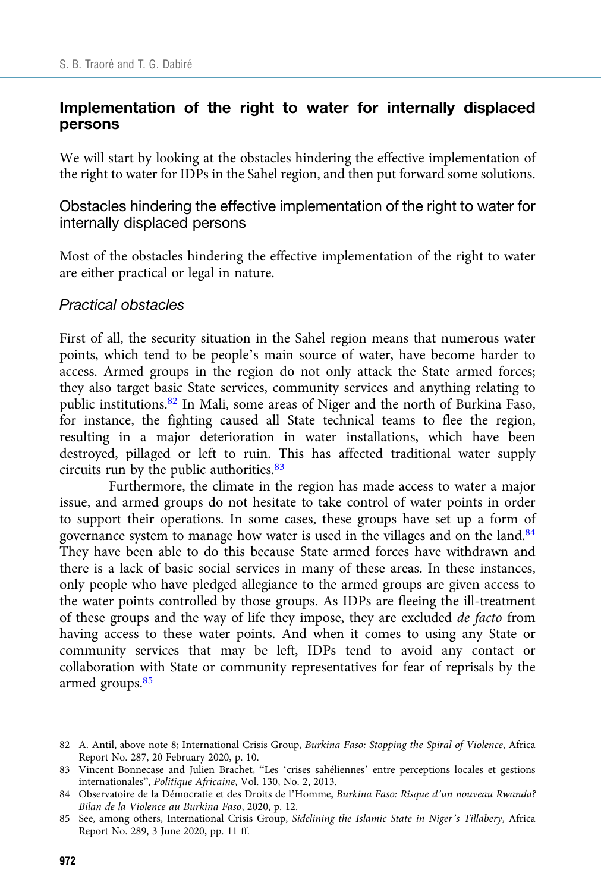## Implementation of the right to water for internally displaced persons

We will start by looking at the obstacles hindering the effective implementation of the right to water for IDPs in the Sahel region, and then put forward some solutions.

### Obstacles hindering the effective implementation of the right to water for internally displaced persons

Most of the obstacles hindering the effective implementation of the right to water are either practical or legal in nature.

#### *Practical obstacles*

First of all, the security situation in the Sahel region means that numerous water points, which tend to be people's main source of water, have become harder to access. Armed groups in the region do not only attack the State armed forces; they also target basic State services, community services and anything relating to public institutions.[82] In Mali, some areas of Niger and the north of Burkina Faso, for instance, the fighting caused all State technical teams to flee the region, resulting in a major deterioration in water installations, which have been destroyed, pillaged or left to ruin. This has affected traditional water supply circuits run by the public authorities.[83]

Furthermore, the climate in the region has made access to water a major issue, and armed groups do not hesitate to take control of water points in order to support their operations. In some cases, these groups have set up a form of governance system to manage how water is used in the villages and on the land.[84] They have been able to do this because State armed forces have withdrawn and there is a lack of basic social services in many of these areas. In these instances, only people who have pledged allegiance to the armed groups are given access to the water points controlled by those groups. As IDPs are fleeing the ill-treatment of these groups and the way of life they impose, they are excluded *de facto* from having access to these water points. And when it comes to using any State or community services that may be left, IDPs tend to avoid any contact or collaboration with State or community representatives for fear of reprisals by the armed groups.[85]

82 A. Antil, above note 8; International Crisis Group, *Burkina Faso: Stopping the Spiral of Violence*, Africa Report No. 287, 20 February 2020, p. 10.

83 Vincent Bonnecase and Julien Brachet, "Les 'crises sahéliennes' entre perceptions locales et gestions internationales", *Politique Africaine*, Vol. 130, No. 2, 2013.

84 Observatoire de la Démocratie et des Droits de l'Homme, *Burkina Faso: Risque d'un nouveau Rwanda? Bilan de la Violence au Burkina Faso*, 2020, p. 12.

85 See, among others, International Crisis Group, *Sidelining the Islamic State in Niger's Tillabery*, Africa Report No. 289, 3 June 2020, pp. 11 ff.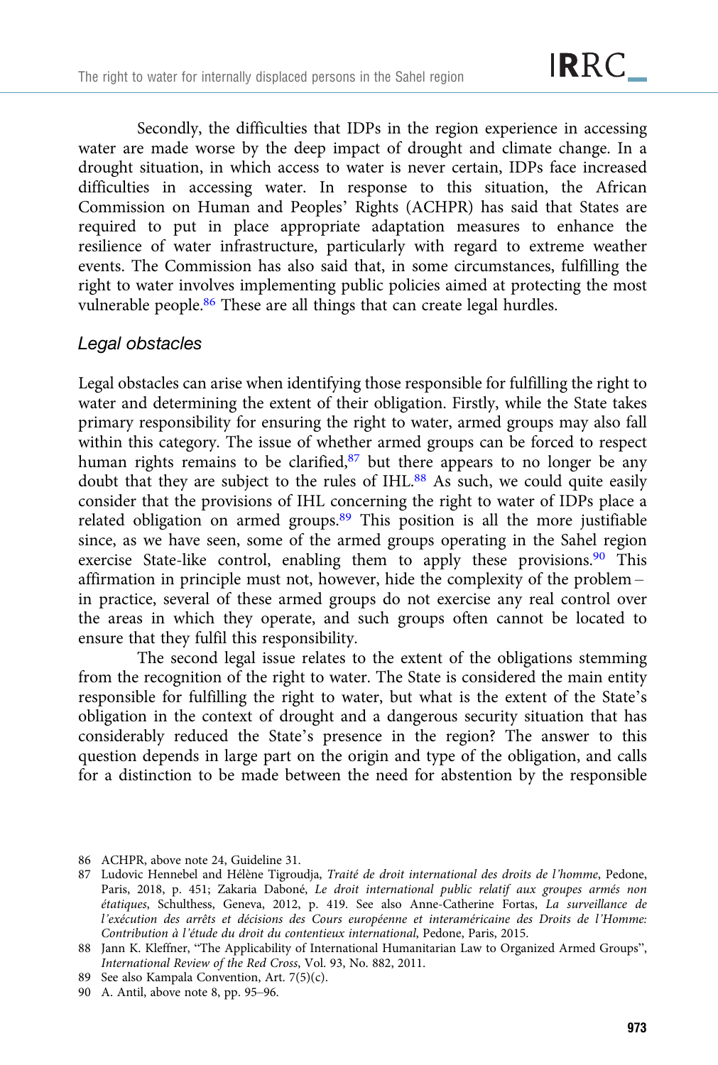Secondly, the difficulties that IDPs in the region experience in accessing water are made worse by the deep impact of drought and climate change. In a drought situation, in which access to water is never certain, IDPs face increased difficulties in accessing water. In response to this situation, the African Commission on Human and Peoples' Rights (ACHPR) has said that States are required to put in place appropriate adaptation measures to enhance the resilience of water infrastructure, particularly with regard to extreme weather events. The Commission has also said that, in some circumstances, fulfilling the right to water involves implementing public policies aimed at protecting the most vulnerable people.[86] These are all things that can create legal hurdles.

### *Legal obstacles*

Legal obstacles can arise when identifying those responsible for fulfilling the right to water and determining the extent of their obligation. Firstly, while the State takes primary responsibility for ensuring the right to water, armed groups may also fall within this category. The issue of whether armed groups can be forced to respect human rights remains to be clarified,[87] but there appears to no longer be any doubt that they are subject to the rules of IHL.[88] As such, we could quite easily consider that the provisions of IHL concerning the right to water of IDPs place a related obligation on armed groups.[89] This position is all the more justifiable since, as we have seen, some of the armed groups operating in the Sahel region exercise State-like control, enabling them to apply these provisions.[90] This affirmation in principle must not, however, hide the complexity of the problem – in practice, several of these armed groups do not exercise any real control over the areas in which they operate, and such groups often cannot be located to ensure that they fulfil this responsibility.

The second legal issue relates to the extent of the obligations stemming from the recognition of the right to water. The State is considered the main entity responsible for fulfilling the right to water, but what is the extent of the State's obligation in the context of drought and a dangerous security situation that has considerably reduced the State's presence in the region? The answer to this question depends in large part on the origin and type of the obligation, and calls for a distinction to be made between the need for abstention by the responsible

86 ACHPR, above note 24, Guideline 31.

87 Ludovic Hennebel and Hélène Tigroudja, *Traité de droit international des droits de l'homme*, Pedone, Paris, 2018, p. 451; Zakaria Daboné, *Le droit international public relatif aux groupes armés non étatiques*, Schulthess, Geneva, 2012, p. 419. See also Anne-Catherine Fortas, *La surveillance de l'exécution des arrêts et décisions des Cours européenne et interaméricaine des Droits de l'Homme: Contribution à l'étude du droit du contentieux international*, Pedone, Paris, 2015.

88 Jann K. Kleffner, "The Applicability of International Humanitarian Law to Organized Armed Groups", *International Review of the Red Cross*, Vol. 93, No. 882, 2011.

89 See also Kampala Convention, Art. 7(5)(c).

90 A. Antil, above note 8, pp. 95–96.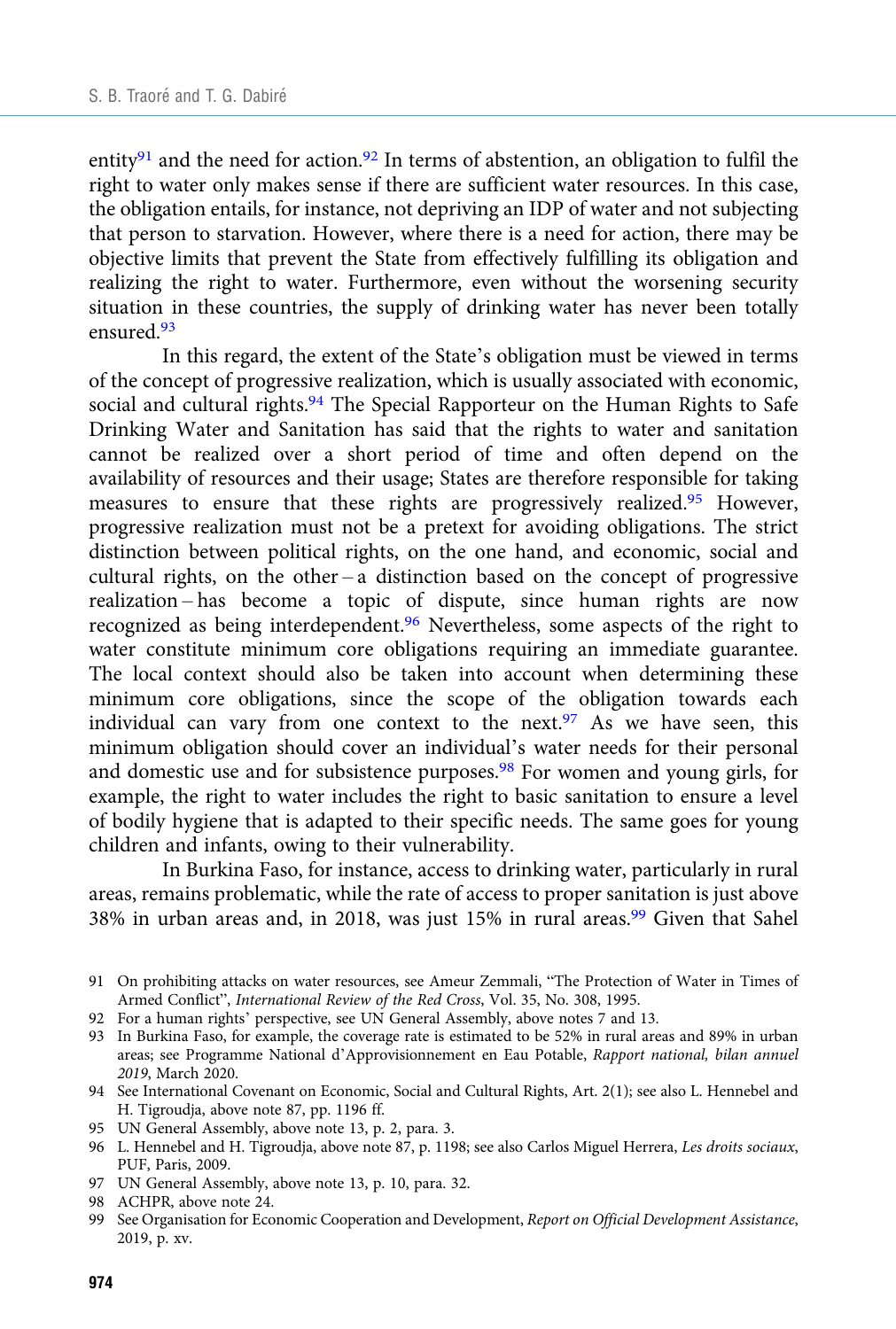entity[91] and the need for action.[92] In terms of abstention, an obligation to fulfil the right to water only makes sense if there are sufficient water resources. In this case, the obligation entails, for instance, not depriving an IDP of water and not subjecting that person to starvation. However, where there is a need for action, there may be objective limits that prevent the State from effectively fulfilling its obligation and realizing the right to water. Furthermore, even without the worsening security situation in these countries, the supply of drinking water has never been totally ensured.[93]

In this regard, the extent of the State's obligation must be viewed in terms of the concept of progressive realization, which is usually associated with economic, social and cultural rights.[94] The Special Rapporteur on the Human Rights to Safe Drinking Water and Sanitation has said that the rights to water and sanitation cannot be realized over a short period of time and often depend on the availability of resources and their usage; States are therefore responsible for taking measures to ensure that these rights are progressively realized.[95] However, progressive realization must not be a pretext for avoiding obligations. The strict distinction between political rights, on the one hand, and economic, social and cultural rights, on the other – a distinction based on the concept of progressive realization – has become a topic of dispute, since human rights are now recognized as being interdependent.[96] Nevertheless, some aspects of the right to water constitute minimum core obligations requiring an immediate guarantee. The local context should also be taken into account when determining these minimum core obligations, since the scope of the obligation towards each individual can vary from one context to the next.[97] As we have seen, this minimum obligation should cover an individual's water needs for their personal and domestic use and for subsistence purposes.[98] For women and young girls, for example, the right to water includes the right to basic sanitation to ensure a level of bodily hygiene that is adapted to their specific needs. The same goes for young children and infants, owing to their vulnerability.

In Burkina Faso, for instance, access to drinking water, particularly in rural areas, remains problematic, while the rate of access to proper sanitation is just above 38% in urban areas and, in 2018, was just 15% in rural areas.[99] Given that Sahel

91 On prohibiting attacks on water resources, see Ameur Zemmali, "The Protection of Water in Times of Armed Conflict", *International Review of the Red Cross*, Vol. 35, No. 308, 1995.

92 For a human rights' perspective, see UN General Assembly, above notes 7 and 13.

93 In Burkina Faso, for example, the coverage rate is estimated to be 52% in rural areas and 89% in urban areas; see Programme National d'Approvisionnement en Eau Potable, *Rapport national, bilan annuel 2019*, March 2020.

94 See International Covenant on Economic, Social and Cultural Rights, Art. 2(1); see also L. Hennebel and H. Tigroudja, above note 87, pp. 1196 ff.

95 UN General Assembly, above note 13, p. 2, para. 3.

96 L. Hennebel and H. Tigroudja, above note 87, p. 1198; see also Carlos Miguel Herrera, *Les droits sociaux*, PUF, Paris, 2009.

97 UN General Assembly, above note 13, p. 10, para. 32.

98 ACHPR, above note 24.

99 See Organisation for Economic Cooperation and Development, *Report on Official Development Assistance*, 2019, p. xv.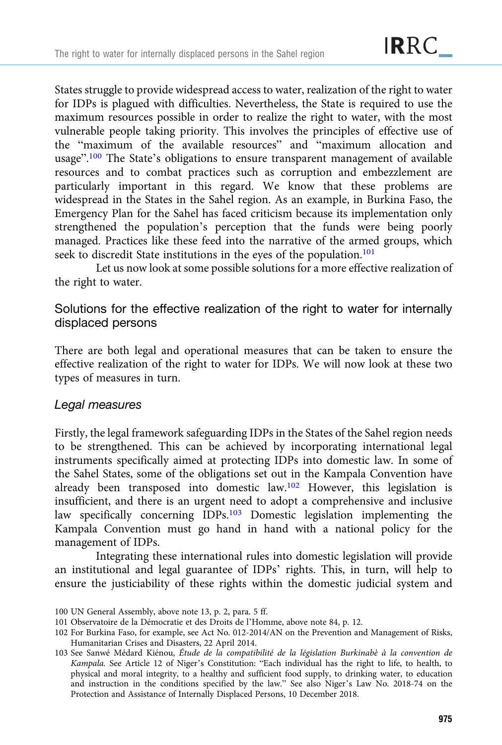States struggle to provide widespread access to water, realization of the right to water for IDPs is plagued with difficulties. Nevertheless, the State is required to use the maximum resources possible in order to realize the right to water, with the most vulnerable people taking priority. This involves the principles of effective use of the "maximum of the available resources" and "maximum allocation and usage".[100] The State's obligations to ensure transparent management of available resources and to combat practices such as corruption and embezzlement are particularly important in this regard. We know that these problems are widespread in the States in the Sahel region. As an example, in Burkina Faso, the Emergency Plan for the Sahel has faced criticism because its implementation only strengthened the population's perception that the funds were being poorly managed. Practices like these feed into the narrative of the armed groups, which seek to discredit State institutions in the eyes of the population.[101]

Let us now look at some possible solutions for a more effective realization of the right to water.

## Solutions for the effective realization of the right to water for internally displaced persons

There are both legal and operational measures that can be taken to ensure the effective realization of the right to water for IDPs. We will now look at these two types of measures in turn.

### *Legal measures*

Firstly, the legal framework safeguarding IDPs in the States of the Sahel region needs to be strengthened. This can be achieved by incorporating international legal instruments specifically aimed at protecting IDPs into domestic law. In some of the Sahel States, some of the obligations set out in the Kampala Convention have already been transposed into domestic law.[102] However, this legislation is insufficient, and there is an urgent need to adopt a comprehensive and inclusive law specifically concerning IDPs.[103] Domestic legislation implementing the Kampala Convention must go hand in hand with a national policy for the management of IDPs.

Integrating these international rules into domestic legislation will provide an institutional and legal guarantee of IDPs' rights. This, in turn, will help to ensure the justiciability of these rights within the domestic judicial system and

---

100 UN General Assembly, above note 13, p. 2, para. 5 ff.

101 Observatoire de la Démocratie et des Droits de l'Homme, above note 84, p. 12.

102 For Burkina Faso, for example, see Act No. 012-2014/AN on the Prevention and Management of Risks, Humanitarian Crises and Disasters, 22 April 2014.

103 See Sanwé Médard Kiénou, *Étude de la compatibilité de la législation Burkinabè à la convention de Kampala*. See Article 12 of Niger's Constitution: "Each individual has the right to life, to health, to physical and moral integrity, to a healthy and sufficient food supply, to drinking water, to education and instruction in the conditions specified by the law." See also Niger's Law No. 2018-74 on the Protection and Assistance of Internally Displaced Persons, 10 December 2018.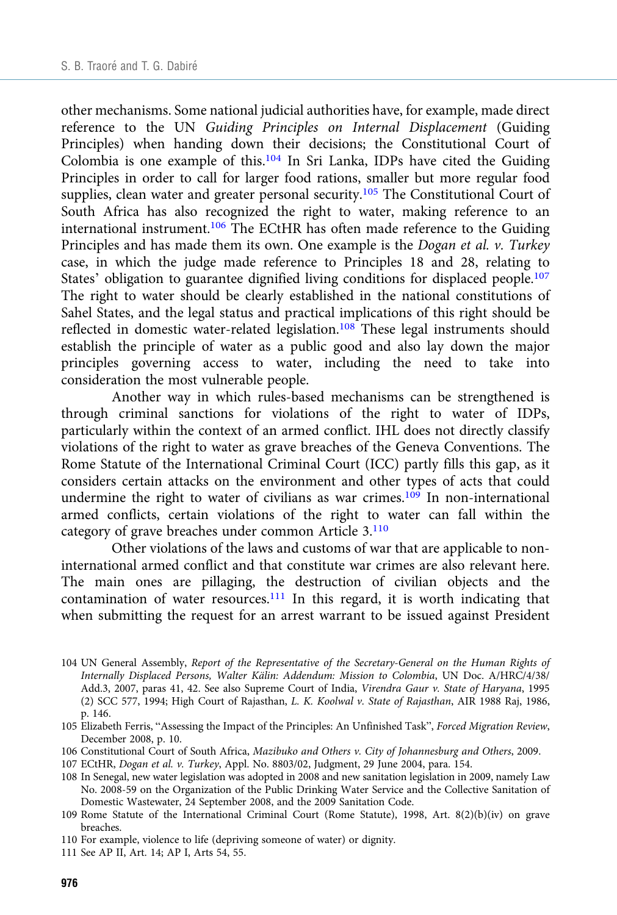other mechanisms. Some national judicial authorities have, for example, made direct reference to the UN *Guiding Principles on Internal Displacement* (Guiding Principles) when handing down their decisions; the Constitutional Court of Colombia is one example of this.[104] In Sri Lanka, IDPs have cited the Guiding Principles in order to call for larger food rations, smaller but more regular food supplies, clean water and greater personal security.[105] The Constitutional Court of South Africa has also recognized the right to water, making reference to an international instrument.[106] The ECtHR has often made reference to the Guiding Principles and has made them its own. One example is the *Dogan et al. v. Turkey* case, in which the judge made reference to Principles 18 and 28, relating to States' obligation to guarantee dignified living conditions for displaced people.[107] The right to water should be clearly established in the national constitutions of Sahel States, and the legal status and practical implications of this right should be reflected in domestic water-related legislation.[108] These legal instruments should establish the principle of water as a public good and also lay down the major principles governing access to water, including the need to take into consideration the most vulnerable people.

Another way in which rules-based mechanisms can be strengthened is through criminal sanctions for violations of the right to water of IDPs, particularly within the context of an armed conflict. IHL does not directly classify violations of the right to water as grave breaches of the Geneva Conventions. The Rome Statute of the International Criminal Court (ICC) partly fills this gap, as it considers certain attacks on the environment and other types of acts that could undermine the right to water of civilians as war crimes.[109] In non-international armed conflicts, certain violations of the right to water can fall within the category of grave breaches under common Article 3.[110]

Other violations of the laws and customs of war that are applicable to non-international armed conflict and that constitute war crimes are also relevant here. The main ones are pillaging, the destruction of civilian objects and the contamination of water resources.[111] In this regard, it is worth indicating that when submitting the request for an arrest warrant to be issued against President

104 UN General Assembly, *Report of the Representative of the Secretary-General on the Human Rights of Internally Displaced Persons, Walter Kälin: Addendum: Mission to Colombia*, UN Doc. A/HRC/4/38/Add.3, 2007, paras 41, 42. See also Supreme Court of India, *Virendra Gaur v. State of Haryana*, 1995 (2) SCC 577, 1994; High Court of Rajasthan, *L. K. Koolwal v. State of Rajasthan*, AIR 1988 Raj, 1986, p. 146.

105 Elizabeth Ferris, "Assessing the Impact of the Principles: An Unfinished Task", *Forced Migration Review*, December 2008, p. 10.

106 Constitutional Court of South Africa, *Mazibuko and Others v. City of Johannesburg and Others*, 2009.

107 ECtHR, *Dogan et al. v. Turkey*, Appl. No. 8803/02, Judgment, 29 June 2004, para. 154.

108 In Senegal, new water legislation was adopted in 2008 and new sanitation legislation in 2009, namely Law No. 2008-59 on the Organization of the Public Drinking Water Service and the Collective Sanitation of Domestic Wastewater, 24 September 2008, and the 2009 Sanitation Code.

109 Rome Statute of the International Criminal Court (Rome Statute), 1998, Art. 8(2)(b)(iv) on grave breaches.

110 For example, violence to life (depriving someone of water) or dignity.

111 See AP II, Art. 14; AP I, Arts 54, 55.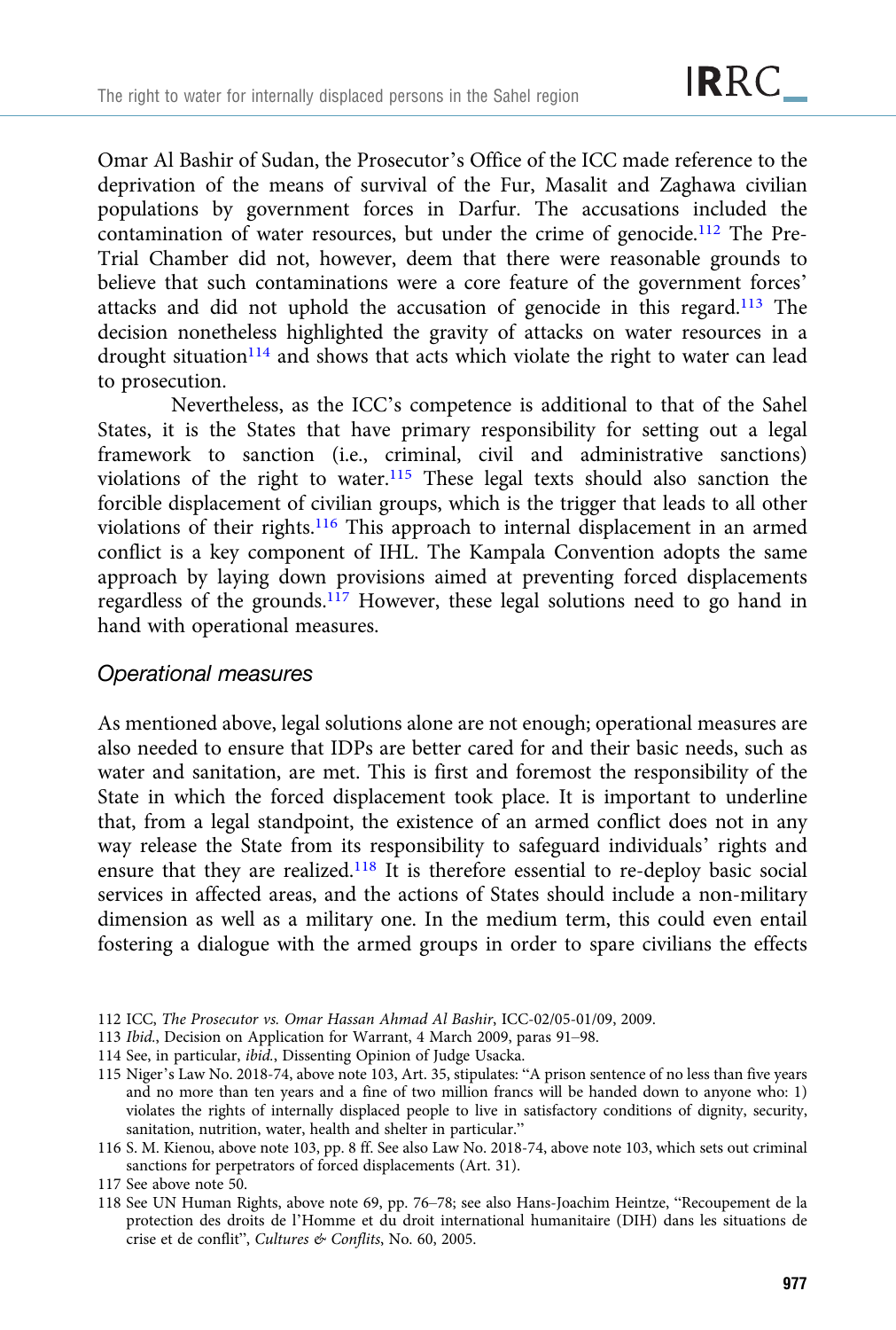Omar Al Bashir of Sudan, the Prosecutor's Office of the ICC made reference to the deprivation of the means of survival of the Fur, Masalit and Zaghawa civilian populations by government forces in Darfur. The accusations included the contamination of water resources, but under the crime of genocide.[112] The Pre-Trial Chamber did not, however, deem that there were reasonable grounds to believe that such contaminations were a core feature of the government forces' attacks and did not uphold the accusation of genocide in this regard.[113] The decision nonetheless highlighted the gravity of attacks on water resources in a drought situation[114] and shows that acts which violate the right to water can lead to prosecution.

Nevertheless, as the ICC's competence is additional to that of the Sahel States, it is the States that have primary responsibility for setting out a legal framework to sanction (i.e., criminal, civil and administrative sanctions) violations of the right to water.[115] These legal texts should also sanction the forcible displacement of civilian groups, which is the trigger that leads to all other violations of their rights.[116] This approach to internal displacement in an armed conflict is a key component of IHL. The Kampala Convention adopts the same approach by laying down provisions aimed at preventing forced displacements regardless of the grounds.[117] However, these legal solutions need to go hand in hand with operational measures.

### Operational measures

As mentioned above, legal solutions alone are not enough; operational measures are also needed to ensure that IDPs are better cared for and their basic needs, such as water and sanitation, are met. This is first and foremost the responsibility of the State in which the forced displacement took place. It is important to underline that, from a legal standpoint, the existence of an armed conflict does not in any way release the State from its responsibility to safeguard individuals' rights and ensure that they are realized.[118] It is therefore essential to re-deploy basic social services in affected areas, and the actions of States should include a non-military dimension as well as a military one. In the medium term, this could even entail fostering a dialogue with the armed groups in order to spare civilians the effects

---

112 ICC, *The Prosecutor vs. Omar Hassan Ahmad Al Bashir*, ICC-02/05-01/09, 2009.

113 *Ibid.*, Decision on Application for Warrant, 4 March 2009, paras 91–98.

114 See, in particular, *ibid.*, Dissenting Opinion of Judge Usacka.

115 Niger's Law No. 2018-74, above note 103, Art. 35, stipulates: "A prison sentence of no less than five years and no more than ten years and a fine of two million francs will be handed down to anyone who: 1) violates the rights of internally displaced people to live in satisfactory conditions of dignity, security, sanitation, nutrition, water, health and shelter in particular."

116 S. M. Kienou, above note 103, pp. 8 ff. See also Law No. 2018-74, above note 103, which sets out criminal sanctions for perpetrators of forced displacements (Art. 31).

117 See above note 50.

118 See UN Human Rights, above note 69, pp. 76–78; see also Hans-Joachim Heintze, "Recoupement de la protection des droits de l'Homme et du droit international humanitaire (DIH) dans les situations de crise et de conflit", *Cultures & Conflits*, No. 60, 2005.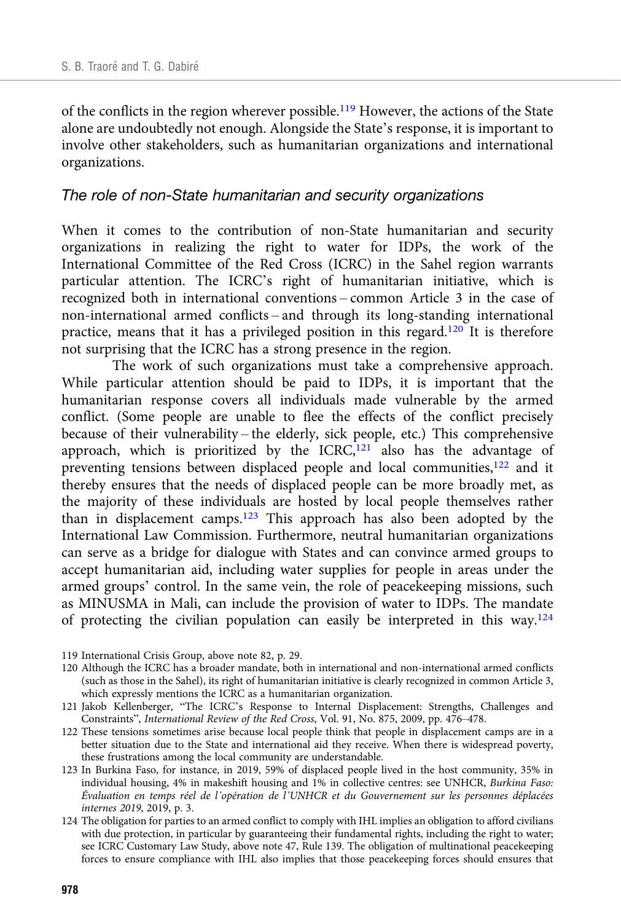of the conflicts in the region wherever possible.[119] However, the actions of the State alone are undoubtedly not enough. Alongside the State's response, it is important to involve other stakeholders, such as humanitarian organizations and international organizations.

### *The role of non-State humanitarian and security organizations*

When it comes to the contribution of non-State humanitarian and security organizations in realizing the right to water for IDPs, the work of the International Committee of the Red Cross (ICRC) in the Sahel region warrants particular attention. The ICRC's right of humanitarian initiative, which is recognized both in international conventions – common Article 3 in the case of non-international armed conflicts – and through its long-standing international practice, means that it has a privileged position in this regard.[120] It is therefore not surprising that the ICRC has a strong presence in the region.

The work of such organizations must take a comprehensive approach. While particular attention should be paid to IDPs, it is important that the humanitarian response covers all individuals made vulnerable by the armed conflict. (Some people are unable to flee the effects of the conflict precisely because of their vulnerability – the elderly, sick people, etc.) This comprehensive approach, which is prioritized by the ICRC,[121] also has the advantage of preventing tensions between displaced people and local communities,[122] and it thereby ensures that the needs of displaced people can be more broadly met, as the majority of these individuals are hosted by local people themselves rather than in displacement camps.[123] This approach has also been adopted by the International Law Commission. Furthermore, neutral humanitarian organizations can serve as a bridge for dialogue with States and can convince armed groups to accept humanitarian aid, including water supplies for people in areas under the armed groups' control. In the same vein, the role of peacekeeping missions, such as MINUSMA in Mali, can include the provision of water to IDPs. The mandate of protecting the civilian population can easily be interpreted in this way.[124]

119 International Crisis Group, above note 82, p. 29.

120 Although the ICRC has a broader mandate, both in international and non-international armed conflicts (such as those in the Sahel), its right of humanitarian initiative is clearly recognized in common Article 3, which expressly mentions the ICRC as a humanitarian organization.

121 Jakob Kellenberger, "The ICRC's Response to Internal Displacement: Strengths, Challenges and Constraints", *International Review of the Red Cross*, Vol. 91, No. 875, 2009, pp. 476–478.

122 These tensions sometimes arise because local people think that people in displacement camps are in a better situation due to the State and international aid they receive. When there is widespread poverty, these frustrations among the local community are understandable.

123 In Burkina Faso, for instance, in 2019, 59% of displaced people lived in the host community, 35% in individual housing, 4% in makeshift housing and 1% in collective centres: see UNHCR, *Burkina Faso: Évaluation en temps réel de l'opération de l'UNHCR et du Gouvernement sur les personnes déplacées internes 2019*, 2019, p. 3.

124 The obligation for parties to an armed conflict to comply with IHL implies an obligation to afford civilians with due protection, in particular by guaranteeing their fundamental rights, including the right to water; see ICRC Customary Law Study, above note 47, Rule 139. The obligation of multinational peacekeeping forces to ensure compliance with IHL also implies that those peacekeeping forces should ensures that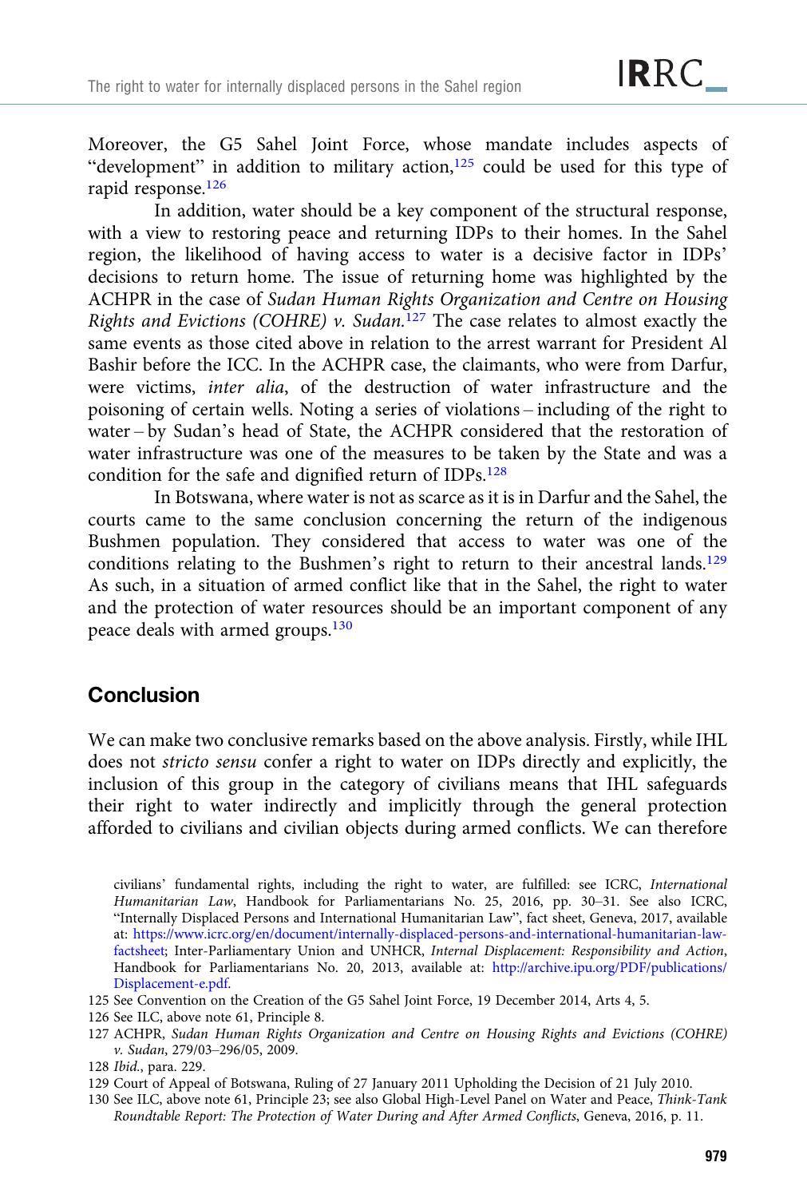Moreover, the G5 Sahel Joint Force, whose mandate includes aspects of "development" in addition to military action,[125] could be used for this type of rapid response.[126]

In addition, water should be a key component of the structural response, with a view to restoring peace and returning IDPs to their homes. In the Sahel region, the likelihood of having access to water is a decisive factor in IDPs' decisions to return home. The issue of returning home was highlighted by the ACHPR in the case of *Sudan Human Rights Organization and Centre on Housing Rights and Evictions (COHRE) v. Sudan*.[127] The case relates to almost exactly the same events as those cited above in relation to the arrest warrant for President Al Bashir before the ICC. In the ACHPR case, the claimants, who were from Darfur, were victims, *inter alia*, of the destruction of water infrastructure and the poisoning of certain wells. Noting a series of violations – including of the right to water – by Sudan's head of State, the ACHPR considered that the restoration of water infrastructure was one of the measures to be taken by the State and was a condition for the safe and dignified return of IDPs.[128]

In Botswana, where water is not as scarce as it is in Darfur and the Sahel, the courts came to the same conclusion concerning the return of the indigenous Bushmen population. They considered that access to water was one of the conditions relating to the Bushmen's right to return to their ancestral lands.[129] As such, in a situation of armed conflict like that in the Sahel, the right to water and the protection of water resources should be an important component of any peace deals with armed groups.[130]

## Conclusion

We can make two conclusive remarks based on the above analysis. Firstly, while IHL does not *stricto sensu* confer a right to water on IDPs directly and explicitly, the inclusion of this group in the category of civilians means that IHL safeguards their right to water indirectly and implicitly through the general protection afforded to civilians and civilian objects during armed conflicts. We can therefore

civilians' fundamental rights, including the right to water, are fulfilled: see ICRC, *International Humanitarian Law*, Handbook for Parliamentarians No. 25, 2016, pp. 30–31. See also ICRC, "Internally Displaced Persons and International Humanitarian Law", fact sheet, Geneva, 2017, available at: https://www.icrc.org/en/document/internally-displaced-persons-and-international-humanitarian-law-factsheet; Inter-Parliamentary Union and UNHCR, *Internal Displacement: Responsibility and Action*, Handbook for Parliamentarians No. 20, 2013, available at: http://archive.ipu.org/PDF/publications/Displacement-e.pdf.

125 See Convention on the Creation of the G5 Sahel Joint Force, 19 December 2014, Arts 4, 5.

126 See ILC, above note 61, Principle 8.

127 ACHPR, *Sudan Human Rights Organization and Centre on Housing Rights and Evictions (COHRE) v. Sudan*, 279/03–296/05, 2009.

128 *Ibid.*, para. 229.

129 Court of Appeal of Botswana, Ruling of 27 January 2011 Upholding the Decision of 21 July 2010.

130 See ILC, above note 61, Principle 23; see also Global High-Level Panel on Water and Peace, *Think-Tank Roundtable Report: The Protection of Water During and After Armed Conflicts*, Geneva, 2016, p. 11.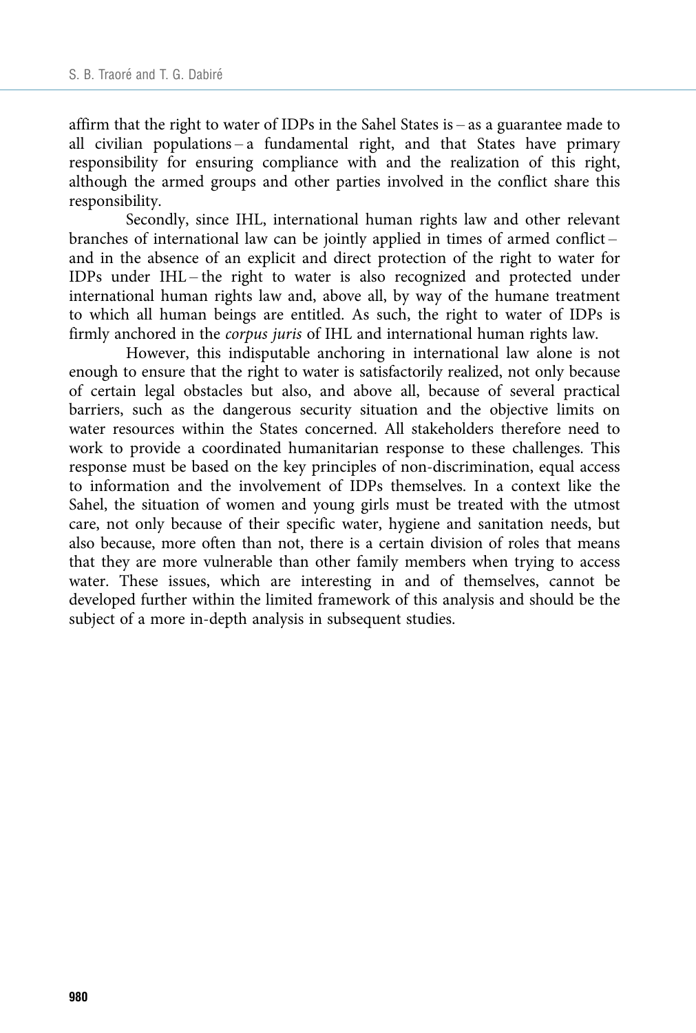affirm that the right to water of IDPs in the Sahel States is – as a guarantee made to all civilian populations – a fundamental right, and that States have primary responsibility for ensuring compliance with and the realization of this right, although the armed groups and other parties involved in the conflict share this responsibility.

Secondly, since IHL, international human rights law and other relevant branches of international law can be jointly applied in times of armed conflict – and in the absence of an explicit and direct protection of the right to water for IDPs under IHL – the right to water is also recognized and protected under international human rights law and, above all, by way of the humane treatment to which all human beings are entitled. As such, the right to water of IDPs is firmly anchored in the *corpus juris* of IHL and international human rights law.

However, this indisputable anchoring in international law alone is not enough to ensure that the right to water is satisfactorily realized, not only because of certain legal obstacles but also, and above all, because of several practical barriers, such as the dangerous security situation and the objective limits on water resources within the States concerned. All stakeholders therefore need to work to provide a coordinated humanitarian response to these challenges. This response must be based on the key principles of non-discrimination, equal access to information and the involvement of IDPs themselves. In a context like the Sahel, the situation of women and young girls must be treated with the utmost care, not only because of their specific water, hygiene and sanitation needs, but also because, more often than not, there is a certain division of roles that means that they are more vulnerable than other family members when trying to access water. These issues, which are interesting in and of themselves, cannot be developed further within the limited framework of this analysis and should be the subject of a more in-depth analysis in subsequent studies.